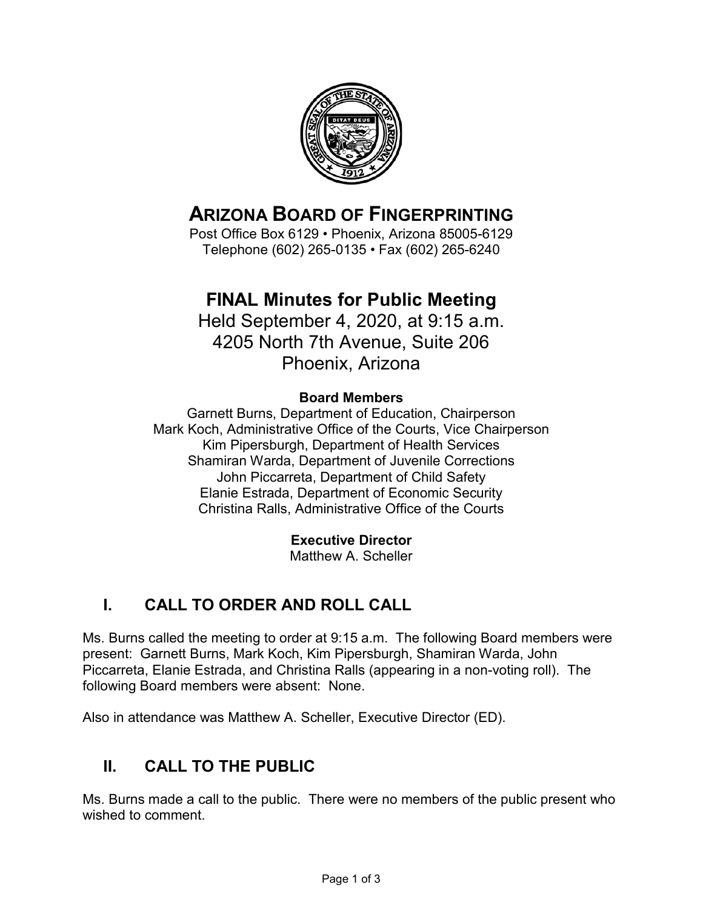# ARIZONA BOARD OF FINGERPRINTING

Post Office Box 6129 • Phoenix, Arizona 85005-6129
Telephone (602) 265-0135 • Fax (602) 265-6240

# FINAL Minutes for Public Meeting

Held September 4, 2020, at 9:15 a.m.
4205 North 7th Avenue, Suite 206
Phoenix, Arizona

**Board Members**

Garnett Burns, Department of Education, Chairperson
Mark Koch, Administrative Office of the Courts, Vice Chairperson
Kim Pipersburgh, Department of Health Services
Shamiran Warda, Department of Juvenile Corrections
John Piccarreta, Department of Child Safety
Elanie Estrada, Department of Economic Security
Christina Ralls, Administrative Office of the Courts

**Executive Director**

Matthew A. Scheller

## I. CALL TO ORDER AND ROLL CALL

Ms. Burns called the meeting to order at 9:15 a.m. The following Board members were present: Garnett Burns, Mark Koch, Kim Pipersburgh, Shamiran Warda, John Piccarreta, Elanie Estrada, and Christina Ralls (appearing in a non-voting roll). The following Board members were absent: None.

Also in attendance was Matthew A. Scheller, Executive Director (ED).

## II. CALL TO THE PUBLIC

Ms. Burns made a call to the public. There were no members of the public present who wished to comment.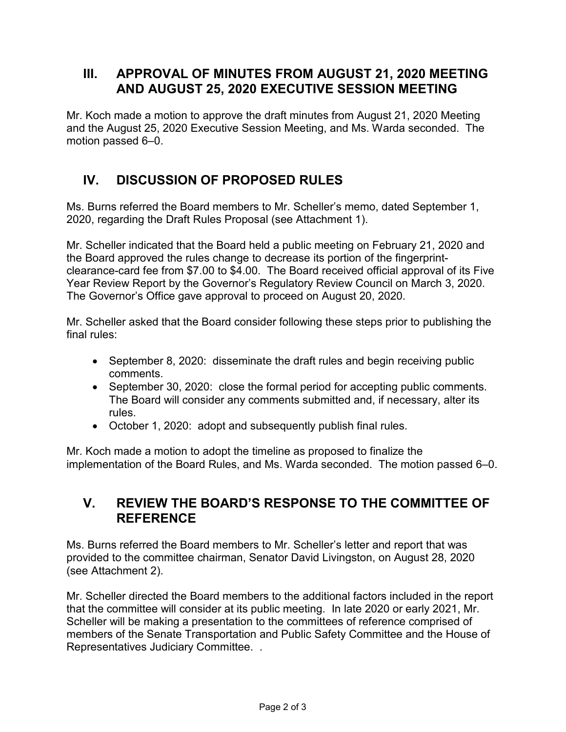## III. APPROVAL OF MINUTES FROM AUGUST 21, 2020 MEETING AND AUGUST 25, 2020 EXECUTIVE SESSION MEETING

Mr. Koch made a motion to approve the draft minutes from August 21, 2020 Meeting and the August 25, 2020 Executive Session Meeting, and Ms. Warda seconded. The motion passed 6–0.

## IV. DISCUSSION OF PROPOSED RULES

Ms. Burns referred the Board members to Mr. Scheller's memo, dated September 1, 2020, regarding the Draft Rules Proposal (see Attachment 1).

Mr. Scheller indicated that the Board held a public meeting on February 21, 2020 and the Board approved the rules change to decrease its portion of the fingerprint-clearance-card fee from $7.00 to $4.00. The Board received official approval of its Five Year Review Report by the Governor's Regulatory Review Council on March 3, 2020. The Governor's Office gave approval to proceed on August 20, 2020.

Mr. Scheller asked that the Board consider following these steps prior to publishing the final rules:

- September 8, 2020: disseminate the draft rules and begin receiving public comments.
- September 30, 2020: close the formal period for accepting public comments. The Board will consider any comments submitted and, if necessary, alter its rules.
- October 1, 2020: adopt and subsequently publish final rules.

Mr. Koch made a motion to adopt the timeline as proposed to finalize the implementation of the Board Rules, and Ms. Warda seconded. The motion passed 6–0.

## V. REVIEW THE BOARD'S RESPONSE TO THE COMMITTEE OF REFERENCE

Ms. Burns referred the Board members to Mr. Scheller's letter and report that was provided to the committee chairman, Senator David Livingston, on August 28, 2020 (see Attachment 2).

Mr. Scheller directed the Board members to the additional factors included in the report that the committee will consider at its public meeting. In late 2020 or early 2021, Mr. Scheller will be making a presentation to the committees of reference comprised of members of the Senate Transportation and Public Safety Committee and the House of Representatives Judiciary Committee. .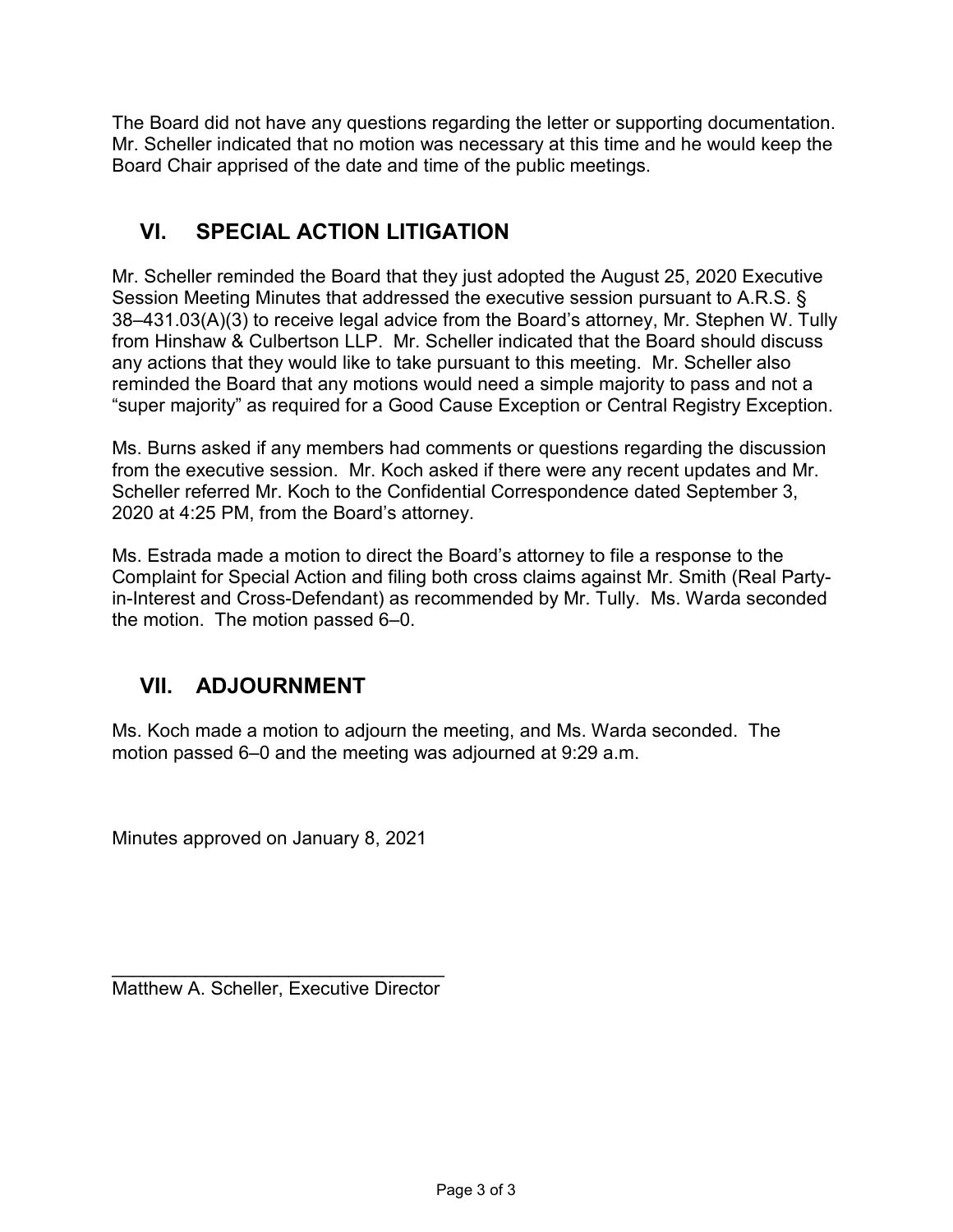The Board did not have any questions regarding the letter or supporting documentation. Mr. Scheller indicated that no motion was necessary at this time and he would keep the Board Chair apprised of the date and time of the public meetings.

## VI. SPECIAL ACTION LITIGATION

Mr. Scheller reminded the Board that they just adopted the August 25, 2020 Executive Session Meeting Minutes that addressed the executive session pursuant to A.R.S. § 38–431.03(A)(3) to receive legal advice from the Board's attorney, Mr. Stephen W. Tully from Hinshaw & Culbertson LLP. Mr. Scheller indicated that the Board should discuss any actions that they would like to take pursuant to this meeting. Mr. Scheller also reminded the Board that any motions would need a simple majority to pass and not a "super majority" as required for a Good Cause Exception or Central Registry Exception.

Ms. Burns asked if any members had comments or questions regarding the discussion from the executive session. Mr. Koch asked if there were any recent updates and Mr. Scheller referred Mr. Koch to the Confidential Correspondence dated September 3, 2020 at 4:25 PM, from the Board's attorney.

Ms. Estrada made a motion to direct the Board's attorney to file a response to the Complaint for Special Action and filing both cross claims against Mr. Smith (Real Party-in-Interest and Cross-Defendant) as recommended by Mr. Tully. Ms. Warda seconded the motion. The motion passed 6–0.

## VII. ADJOURNMENT

Ms. Koch made a motion to adjourn the meeting, and Ms. Warda seconded. The motion passed 6–0 and the meeting was adjourned at 9:29 a.m.

Minutes approved on January 8, 2021

\_\_\_\_\_\_\_\_\_\_\_\_\_\_\_\_\_\_\_\_\_\_\_\_\_\_\_\_\_\_\_\_
Matthew A. Scheller, Executive Director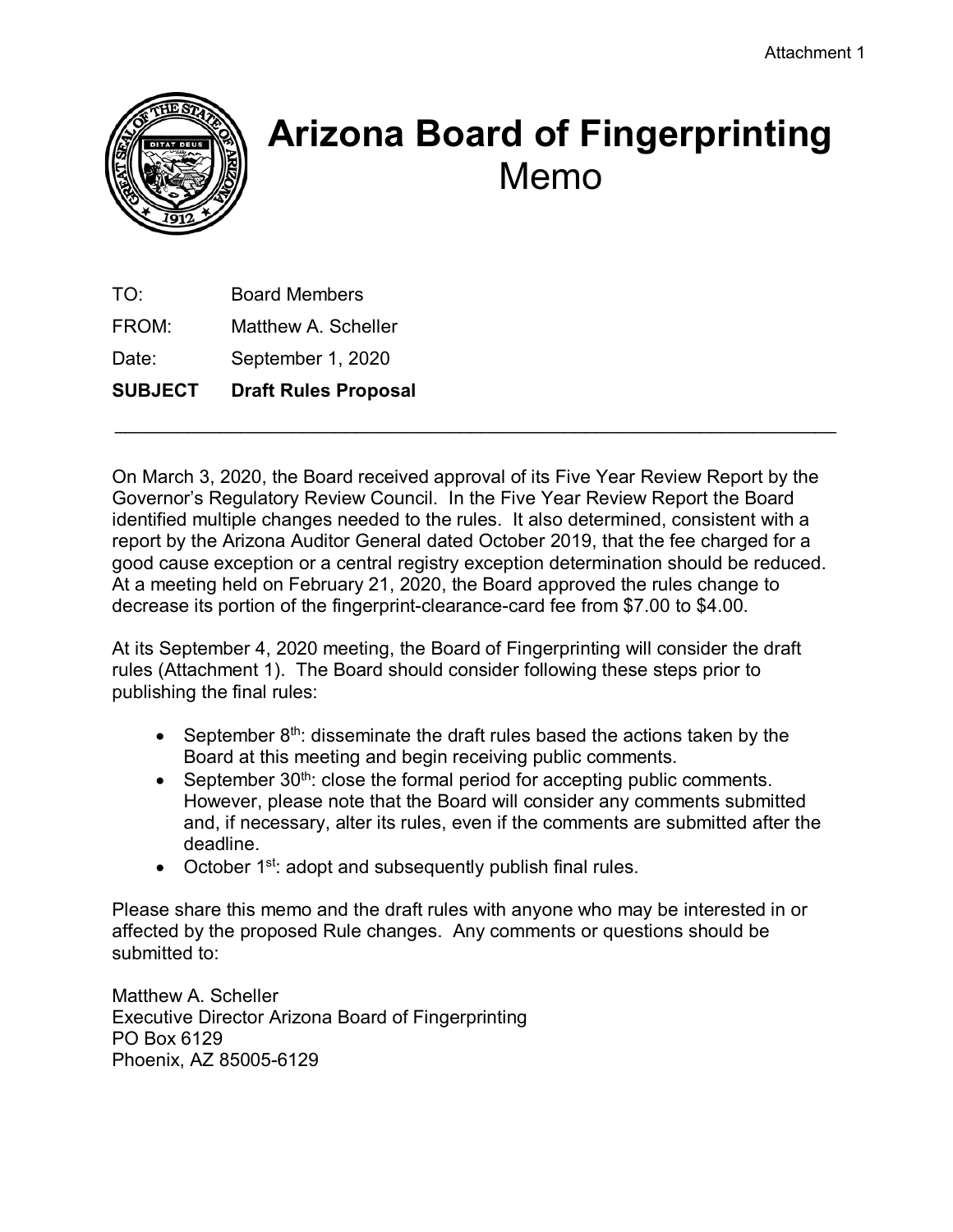Attachment 1

# Arizona Board of Fingerprinting
## Memo

TO: Board Members

FROM: Matthew A. Scheller

Date: September 1, 2020

**SUBJECT Draft Rules Proposal**

---

On March 3, 2020, the Board received approval of its Five Year Review Report by the Governor's Regulatory Review Council. In the Five Year Review Report the Board identified multiple changes needed to the rules. It also determined, consistent with a report by the Arizona Auditor General dated October 2019, that the fee charged for a good cause exception or a central registry exception determination should be reduced. At a meeting held on February 21, 2020, the Board approved the rules change to decrease its portion of the fingerprint-clearance-card fee from $7.00 to $4.00.

At its September 4, 2020 meeting, the Board of Fingerprinting will consider the draft rules (Attachment 1). The Board should consider following these steps prior to publishing the final rules:

- September 8th: disseminate the draft rules based the actions taken by the Board at this meeting and begin receiving public comments.
- September 30th: close the formal period for accepting public comments. However, please note that the Board will consider any comments submitted and, if necessary, alter its rules, even if the comments are submitted after the deadline.
- October 1st: adopt and subsequently publish final rules.

Please share this memo and the draft rules with anyone who may be interested in or affected by the proposed Rule changes. Any comments or questions should be submitted to:

Matthew A. Scheller
Executive Director Arizona Board of Fingerprinting
PO Box 6129
Phoenix, AZ 85005-6129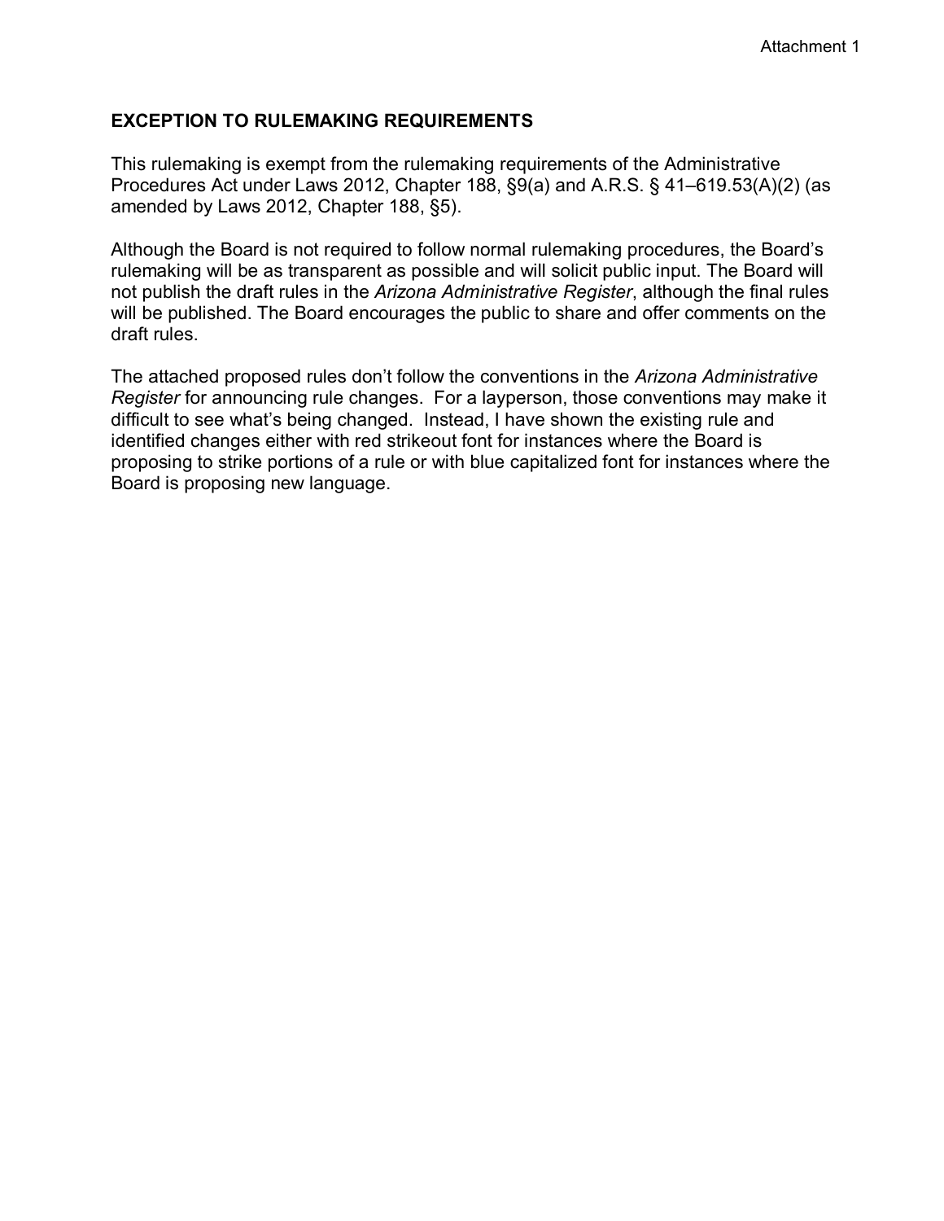Attachment 1

## EXCEPTION TO RULEMAKING REQUIREMENTS

This rulemaking is exempt from the rulemaking requirements of the Administrative Procedures Act under Laws 2012, Chapter 188, §9(a) and A.R.S. § 41–619.53(A)(2) (as amended by Laws 2012, Chapter 188, §5).

Although the Board is not required to follow normal rulemaking procedures, the Board's rulemaking will be as transparent as possible and will solicit public input. The Board will not publish the draft rules in the *Arizona Administrative Register*, although the final rules will be published. The Board encourages the public to share and offer comments on the draft rules.

The attached proposed rules don't follow the conventions in the *Arizona Administrative Register* for announcing rule changes. For a layperson, those conventions may make it difficult to see what's being changed. Instead, I have shown the existing rule and identified changes either with red strikeout font for instances where the Board is proposing to strike portions of a rule or with blue capitalized font for instances where the Board is proposing new language.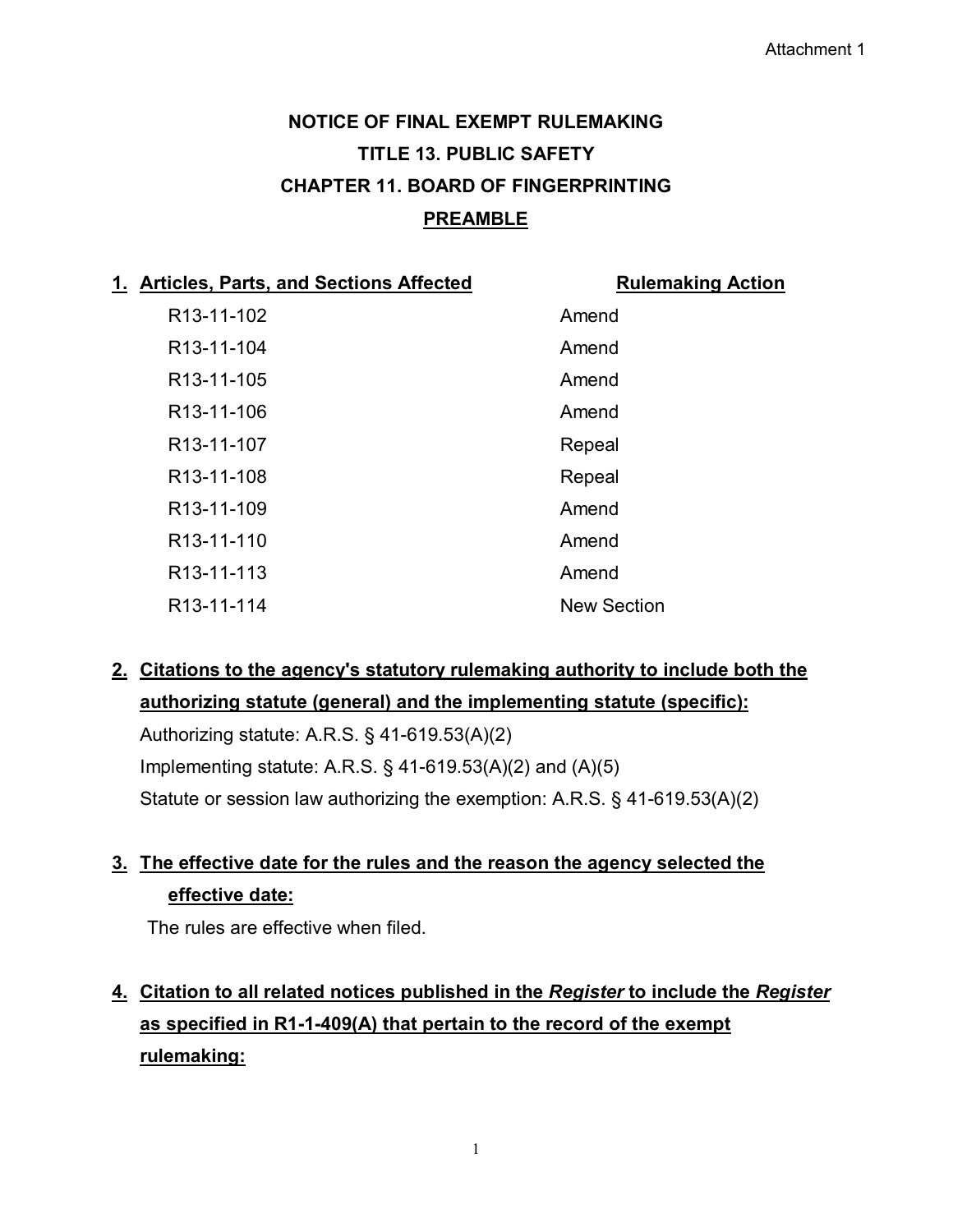Attachment 1

# NOTICE OF FINAL EXEMPT RULEMAKING

## TITLE 13. PUBLIC SAFETY

## CHAPTER 11. BOARD OF FINGERPRINTING

## PREAMBLE

**1. Articles, Parts, and Sections Affected** | **Rulemaking Action**

| Articles, Parts, and Sections Affected | Rulemaking Action |
|---|---|
| R13-11-102 | Amend |
| R13-11-104 | Amend |
| R13-11-105 | Amend |
| R13-11-106 | Amend |
| R13-11-107 | Repeal |
| R13-11-108 | Repeal |
| R13-11-109 | Amend |
| R13-11-110 | Amend |
| R13-11-113 | Amend |
| R13-11-114 | New Section |

**2. Citations to the agency's statutory rulemaking authority to include both the authorizing statute (general) and the implementing statute (specific):**

Authorizing statute: A.R.S. § 41-619.53(A)(2)

Implementing statute: A.R.S. § 41-619.53(A)(2) and (A)(5)

Statute or session law authorizing the exemption: A.R.S. § 41-619.53(A)(2)

**3. The effective date for the rules and the reason the agency selected the effective date:**

The rules are effective when filed.

**4. Citation to all related notices published in the *Register* to include the *Register* as specified in R1-1-409(A) that pertain to the record of the exempt rulemaking:**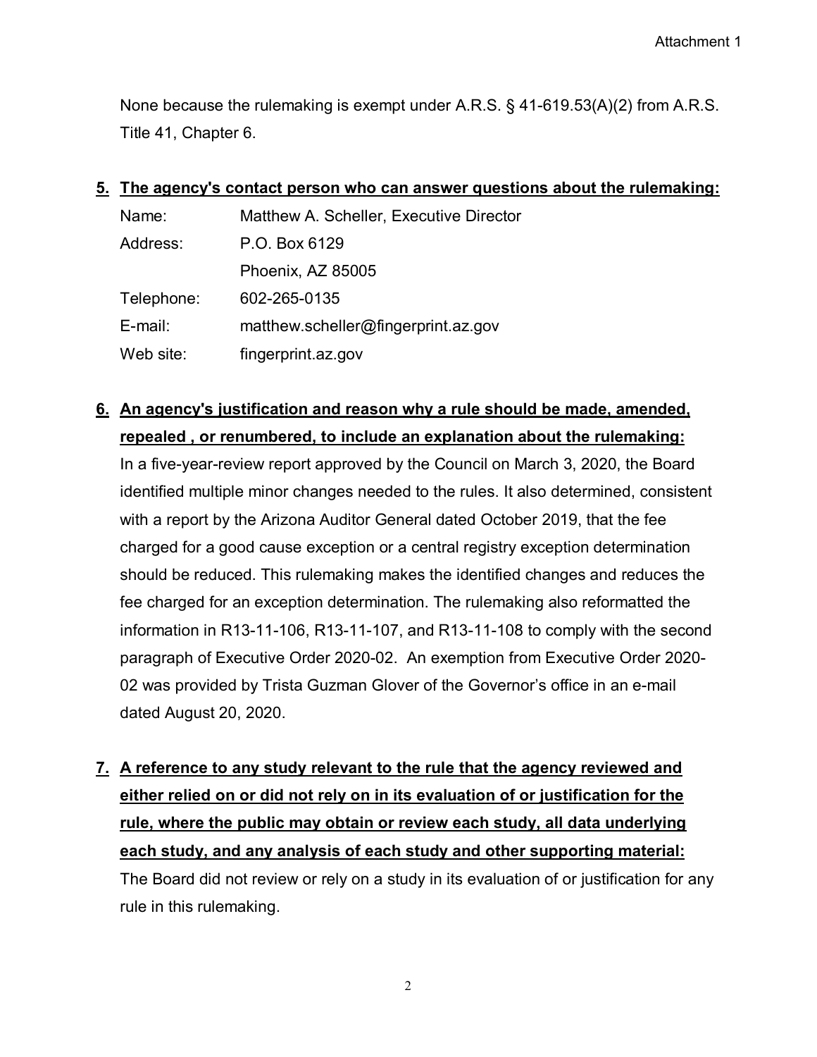None because the rulemaking is exempt under A.R.S. § 41-619.53(A)(2) from A.R.S. Title 41, Chapter 6.

**5. The agency's contact person who can answer questions about the rulemaking:**

| | |
|---|---|
| Name: | Matthew A. Scheller, Executive Director |
| Address: | P.O. Box 6129 |
| | Phoenix, AZ 85005 |
| Telephone: | 602-265-0135 |
| E-mail: | matthew.scheller@fingerprint.az.gov |
| Web site: | fingerprint.az.gov |

**6. An agency's justification and reason why a rule should be made, amended, repealed , or renumbered, to include an explanation about the rulemaking:**

In a five-year-review report approved by the Council on March 3, 2020, the Board identified multiple minor changes needed to the rules. It also determined, consistent with a report by the Arizona Auditor General dated October 2019, that the fee charged for a good cause exception or a central registry exception determination should be reduced. This rulemaking makes the identified changes and reduces the fee charged for an exception determination. The rulemaking also reformatted the information in R13-11-106, R13-11-107, and R13-11-108 to comply with the second paragraph of Executive Order 2020-02. An exemption from Executive Order 2020-02 was provided by Trista Guzman Glover of the Governor's office in an e-mail dated August 20, 2020.

**7. A reference to any study relevant to the rule that the agency reviewed and either relied on or did not rely on in its evaluation of or justification for the rule, where the public may obtain or review each study, all data underlying each study, and any analysis of each study and other supporting material:**

The Board did not review or rely on a study in its evaluation of or justification for any rule in this rulemaking.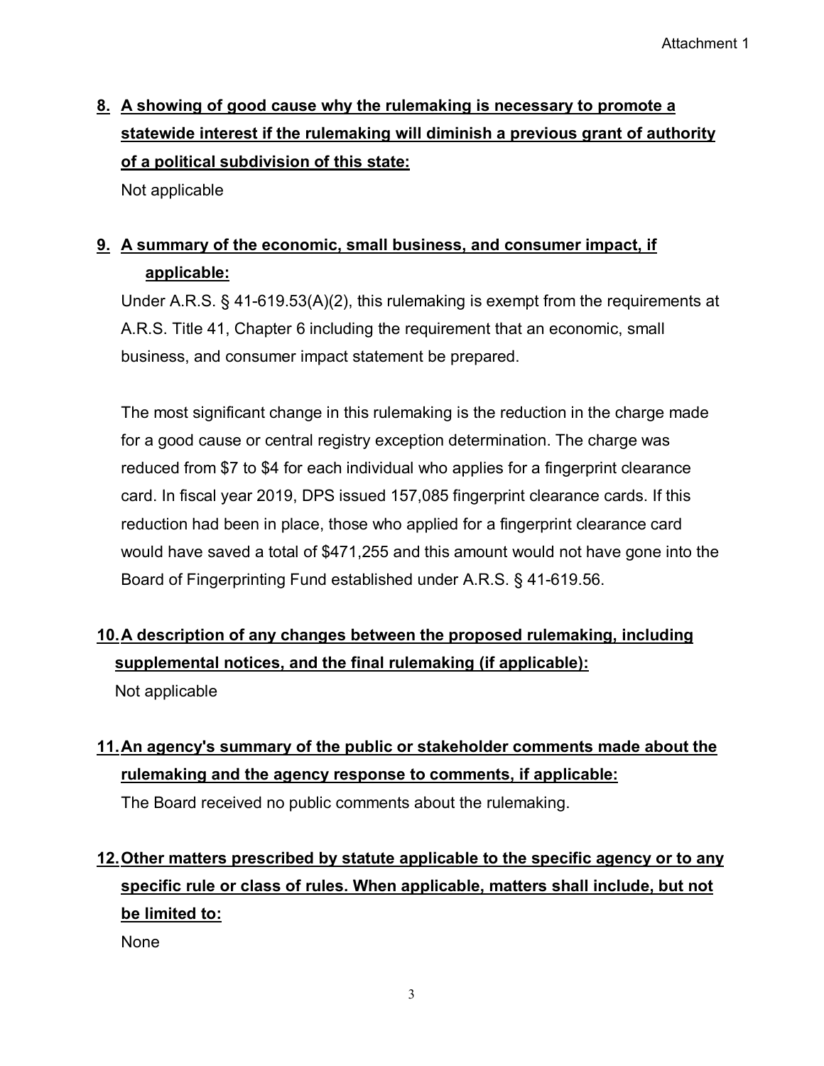**8. A showing of good cause why the rulemaking is necessary to promote a statewide interest if the rulemaking will diminish a previous grant of authority of a political subdivision of this state:**

Not applicable

**9. A summary of the economic, small business, and consumer impact, if applicable:**

Under A.R.S. § 41-619.53(A)(2), this rulemaking is exempt from the requirements at A.R.S. Title 41, Chapter 6 including the requirement that an economic, small business, and consumer impact statement be prepared.

The most significant change in this rulemaking is the reduction in the charge made for a good cause or central registry exception determination. The charge was reduced from $7 to $4 for each individual who applies for a fingerprint clearance card. In fiscal year 2019, DPS issued 157,085 fingerprint clearance cards. If this reduction had been in place, those who applied for a fingerprint clearance card would have saved a total of $471,255 and this amount would not have gone into the Board of Fingerprinting Fund established under A.R.S. § 41-619.56.

**10. A description of any changes between the proposed rulemaking, including supplemental notices, and the final rulemaking (if applicable):**

Not applicable

**11. An agency's summary of the public or stakeholder comments made about the rulemaking and the agency response to comments, if applicable:**

The Board received no public comments about the rulemaking.

**12. Other matters prescribed by statute applicable to the specific agency or to any specific rule or class of rules. When applicable, matters shall include, but not be limited to:**

None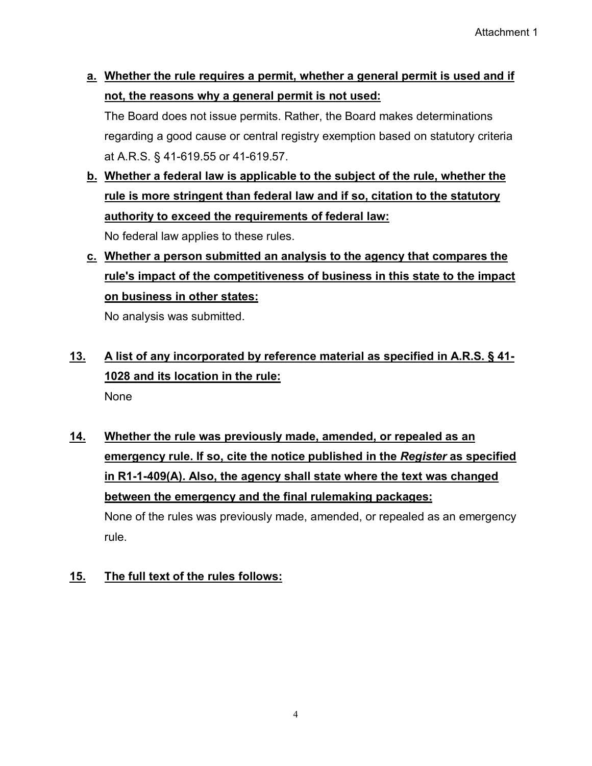**a. Whether the rule requires a permit, whether a general permit is used and if not, the reasons why a general permit is not used:**

The Board does not issue permits. Rather, the Board makes determinations regarding a good cause or central registry exemption based on statutory criteria at A.R.S. § 41-619.55 or 41-619.57.

**b. Whether a federal law is applicable to the subject of the rule, whether the rule is more stringent than federal law and if so, citation to the statutory authority to exceed the requirements of federal law:**

No federal law applies to these rules.

**c. Whether a person submitted an analysis to the agency that compares the rule's impact of the competitiveness of business in this state to the impact on business in other states:**

No analysis was submitted.

**13. A list of any incorporated by reference material as specified in A.R.S. § 41-1028 and its location in the rule:**

None

**14. Whether the rule was previously made, amended, or repealed as an emergency rule. If so, cite the notice published in the *Register* as specified in R1-1-409(A). Also, the agency shall state where the text was changed between the emergency and the final rulemaking packages:**

None of the rules was previously made, amended, or repealed as an emergency rule.

**15. The full text of the rules follows:**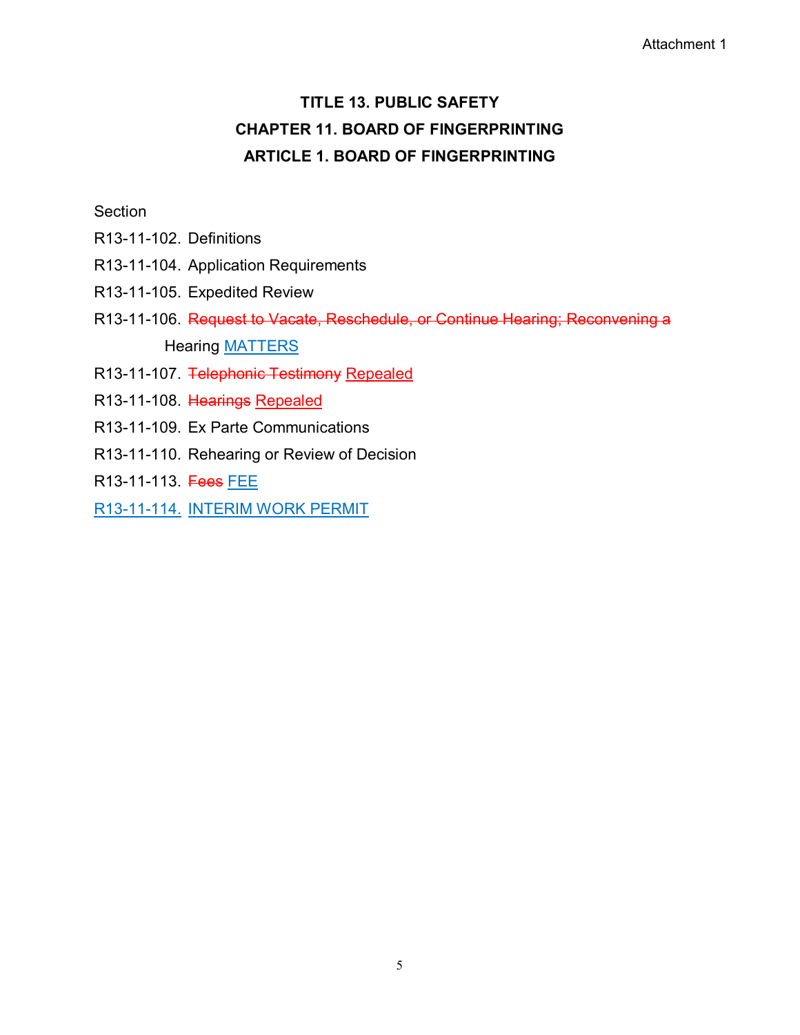Attachment 1

**TITLE 13. PUBLIC SAFETY**

**CHAPTER 11. BOARD OF FINGERPRINTING**

**ARTICLE 1. BOARD OF FINGERPRINTING**

Section

R13-11-102. Definitions

R13-11-104. Application Requirements

R13-11-105. Expedited Review

R13-11-106. ~~Request to Vacate, Reschedule, or Continue Hearing; Reconvening a~~ Hearing MATTERS

R13-11-107. ~~Telephonic Testimony~~ Repealed

R13-11-108. ~~Hearings~~ Repealed

R13-11-109. Ex Parte Communications

R13-11-110. Rehearing or Review of Decision

R13-11-113. ~~Fees~~ FEE

R13-11-114. INTERIM WORK PERMIT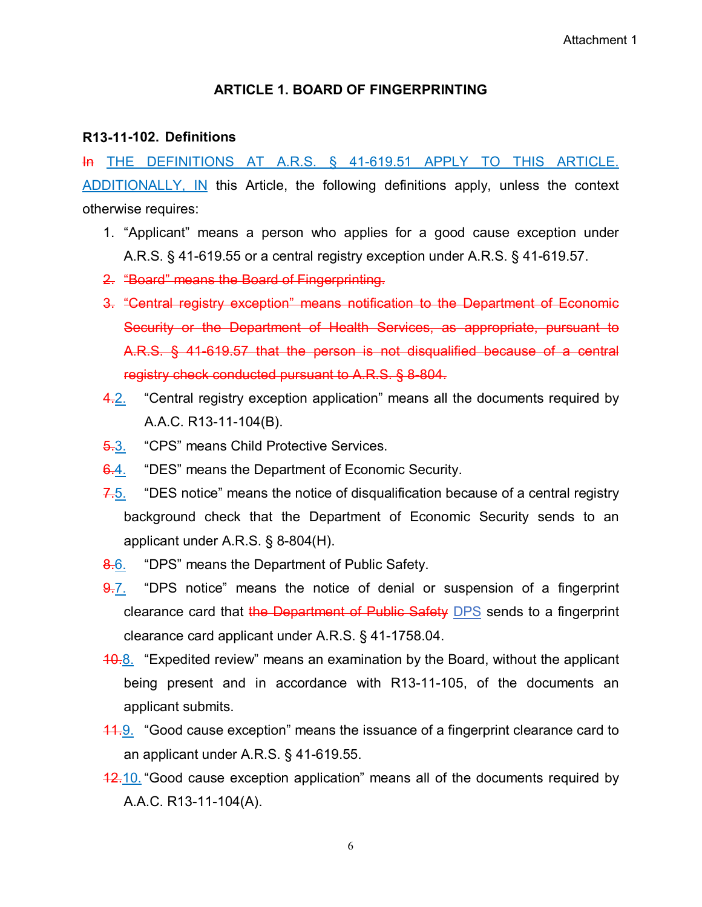Attachment 1

## ARTICLE 1. BOARD OF FINGERPRINTING

### R13-11-102. Definitions

~~In~~ THE DEFINITIONS AT A.R.S. § 41-619.51 APPLY TO THIS ARTICLE. ADDITIONALLY, IN this Article, the following definitions apply, unless the context otherwise requires:

1. "Applicant" means a person who applies for a good cause exception under A.R.S. § 41-619.55 or a central registry exception under A.R.S. § 41-619.57.
2. ~~"Board" means the Board of Fingerprinting.~~
3. ~~"Central registry exception" means notification to the Department of Economic Security or the Department of Health Services, as appropriate, pursuant to A.R.S. § 41-619.57 that the person is not disqualified because of a central registry check conducted pursuant to A.R.S. § 8-804.~~

~~4.~~2. "Central registry exception application" means all the documents required by A.A.C. R13-11-104(B).

~~5.~~3. "CPS" means Child Protective Services.

~~6.~~4. "DES" means the Department of Economic Security.

~~7.~~5. "DES notice" means the notice of disqualification because of a central registry background check that the Department of Economic Security sends to an applicant under A.R.S. § 8-804(H).

~~8.~~6. "DPS" means the Department of Public Safety.

~~9.~~7. "DPS notice" means the notice of denial or suspension of a fingerprint clearance card that ~~the Department of Public Safety~~ DPS sends to a fingerprint clearance card applicant under A.R.S. § 41-1758.04.

~~10.~~8. "Expedited review" means an examination by the Board, without the applicant being present and in accordance with R13-11-105, of the documents an applicant submits.

~~11.~~9. "Good cause exception" means the issuance of a fingerprint clearance card to an applicant under A.R.S. § 41-619.55.

~~12.~~10. "Good cause exception application" means all of the documents required by A.A.C. R13-11-104(A).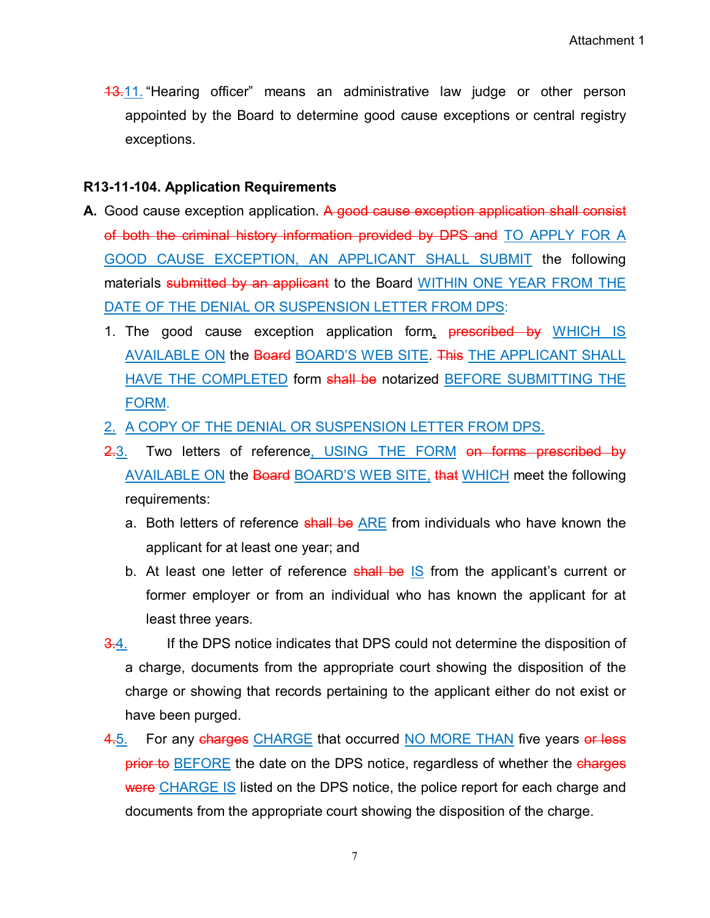~~13.~~11. "Hearing officer" means an administrative law judge or other person appointed by the Board to determine good cause exceptions or central registry exceptions.

**R13-11-104. Application Requirements**

**A.** Good cause exception application. ~~A good cause exception application shall consist of both the criminal history information provided by DPS and~~ TO APPLY FOR A GOOD CAUSE EXCEPTION, AN APPLICANT SHALL SUBMIT the following materials ~~submitted by an applicant~~ to the Board WITHIN ONE YEAR FROM THE DATE OF THE DENIAL OR SUSPENSION LETTER FROM DPS:

1. The good cause exception application form, ~~prescribed by~~ WHICH IS AVAILABLE ON the ~~Board~~ BOARD'S WEB SITE. ~~This~~ THE APPLICANT SHALL HAVE THE COMPLETED form ~~shall be~~ notarized BEFORE SUBMITTING THE FORM.
2. A COPY OF THE DENIAL OR SUSPENSION LETTER FROM DPS.
3. ~~2.~~ Two letters of reference, USING THE FORM ~~on forms prescribed by~~ AVAILABLE ON the ~~Board~~ BOARD'S WEB SITE, ~~that~~ WHICH meet the following requirements:
   a. Both letters of reference ~~shall be~~ ARE from individuals who have known the applicant for at least one year; and
   b. At least one letter of reference ~~shall be~~ IS from the applicant's current or former employer or from an individual who has known the applicant for at least three years.
4. ~~3.~~ If the DPS notice indicates that DPS could not determine the disposition of a charge, documents from the appropriate court showing the disposition of the charge or showing that records pertaining to the applicant either do not exist or have been purged.
5. ~~4.~~ For any ~~charges~~ CHARGE that occurred NO MORE THAN five years ~~or less prior to~~ BEFORE the date on the DPS notice, regardless of whether the ~~charges were~~ CHARGE IS listed on the DPS notice, the police report for each charge and documents from the appropriate court showing the disposition of the charge.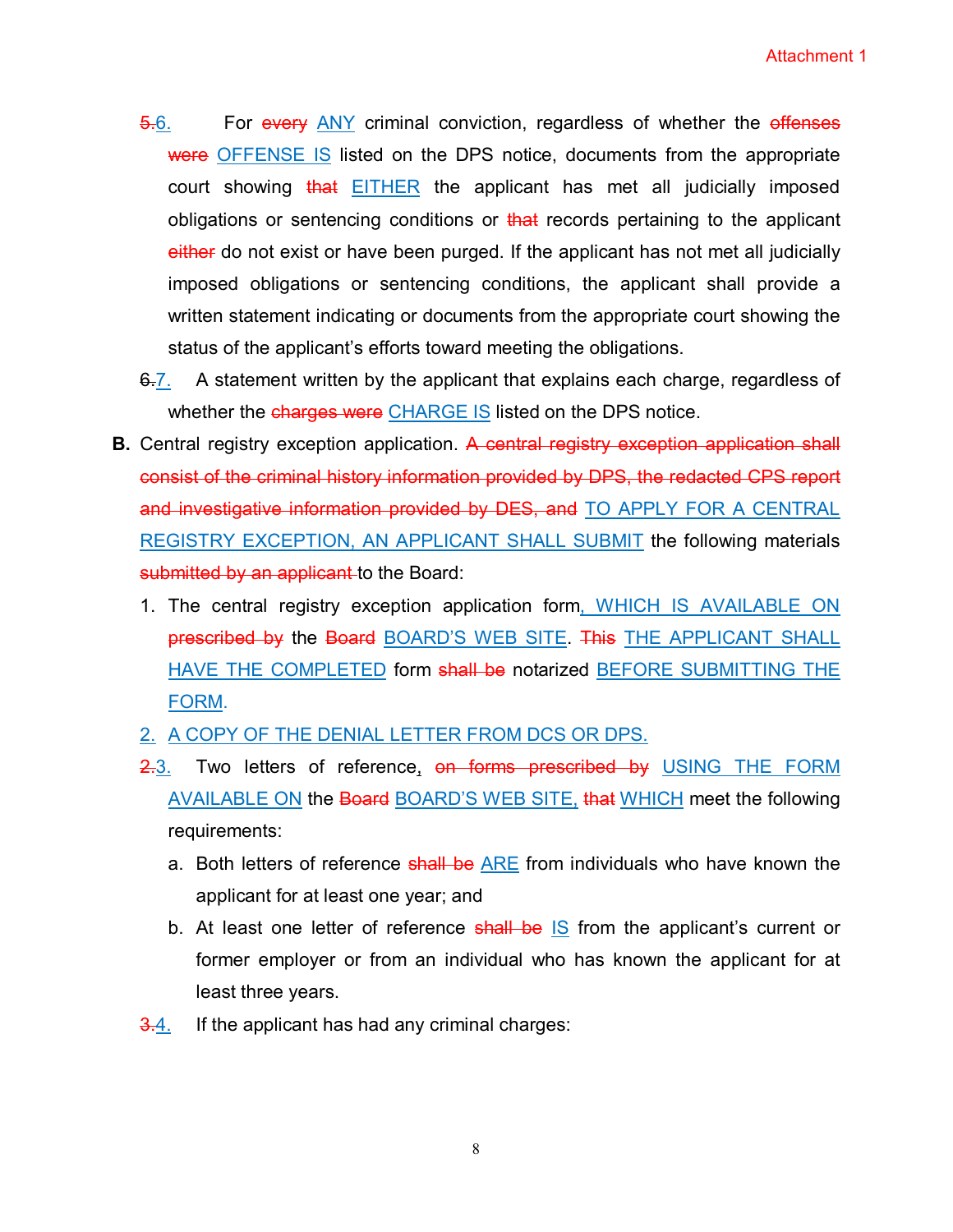5.6. For ~~every~~ ANY criminal conviction, regardless of whether the ~~offenses were~~ OFFENSE IS listed on the DPS notice, documents from the appropriate court showing ~~that~~ EITHER the applicant has met all judicially imposed obligations or sentencing conditions or ~~that~~ records pertaining to the applicant ~~either~~ do not exist or have been purged. If the applicant has not met all judicially imposed obligations or sentencing conditions, the applicant shall provide a written statement indicating or documents from the appropriate court showing the status of the applicant's efforts toward meeting the obligations.

6.7. A statement written by the applicant that explains each charge, regardless of whether the ~~charges were~~ CHARGE IS listed on the DPS notice.

**B.** Central registry exception application. ~~A central registry exception application shall consist of the criminal history information provided by DPS, the redacted CPS report and investigative information provided by DES, and~~ TO APPLY FOR A CENTRAL REGISTRY EXCEPTION, AN APPLICANT SHALL SUBMIT the following materials ~~submitted by an applicant~~ to the Board:

1. The central registry exception application form, WHICH IS AVAILABLE ON ~~prescribed by~~ the ~~Board~~ BOARD'S WEB SITE. ~~This~~ THE APPLICANT SHALL HAVE THE COMPLETED form ~~shall be~~ notarized BEFORE SUBMITTING THE FORM.

2. A COPY OF THE DENIAL LETTER FROM DCS OR DPS.

2.3. Two letters of reference, ~~on forms prescribed by~~ USING THE FORM AVAILABLE ON the ~~Board~~ BOARD'S WEB SITE, ~~that~~ WHICH meet the following requirements:

   a. Both letters of reference ~~shall be~~ ARE from individuals who have known the applicant for at least one year; and

   b. At least one letter of reference ~~shall be~~ IS from the applicant's current or former employer or from an individual who has known the applicant for at least three years.

3.4. If the applicant has had any criminal charges: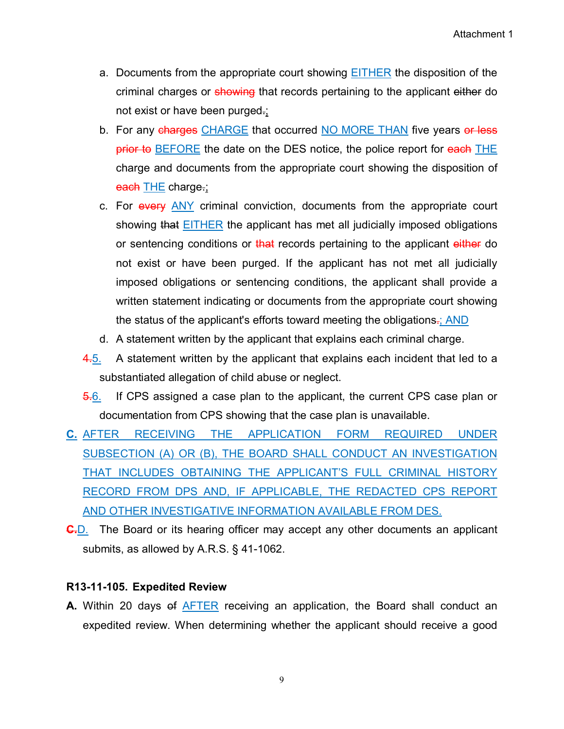a. Documents from the appropriate court showing EITHER the disposition of the criminal charges or ~~showing~~ that records pertaining to the applicant ~~either~~ do not exist or have been purged~~.~~;

b. For any ~~charges~~ CHARGE that occurred NO MORE THAN five years ~~or less prior to~~ BEFORE the date on the DES notice, the police report for ~~each~~ THE charge and documents from the appropriate court showing the disposition of ~~each~~ THE charge~~.~~;

c. For ~~every~~ ANY criminal conviction, documents from the appropriate court showing ~~that~~ EITHER the applicant has met all judicially imposed obligations or sentencing conditions or ~~that~~ records pertaining to the applicant ~~either~~ do not exist or have been purged. If the applicant has not met all judicially imposed obligations or sentencing conditions, the applicant shall provide a written statement indicating or documents from the appropriate court showing the status of the applicant's efforts toward meeting the obligations~~.~~; AND

d. A statement written by the applicant that explains each criminal charge.

~~4.~~5. A statement written by the applicant that explains each incident that led to a substantiated allegation of child abuse or neglect.

~~5.~~6. If CPS assigned a case plan to the applicant, the current CPS case plan or documentation from CPS showing that the case plan is unavailable.

**C.** AFTER RECEIVING THE APPLICATION FORM REQUIRED UNDER SUBSECTION (A) OR (B), THE BOARD SHALL CONDUCT AN INVESTIGATION THAT INCLUDES OBTAINING THE APPLICANT'S FULL CRIMINAL HISTORY RECORD FROM DPS AND, IF APPLICABLE, THE REDACTED CPS REPORT AND OTHER INVESTIGATIVE INFORMATION AVAILABLE FROM DES.

~~**C.**~~D. The Board or its hearing officer may accept any other documents an applicant submits, as allowed by A.R.S. § 41-1062.

### R13-11-105. Expedited Review

**A.** Within 20 days ~~of~~ AFTER receiving an application, the Board shall conduct an expedited review. When determining whether the applicant should receive a good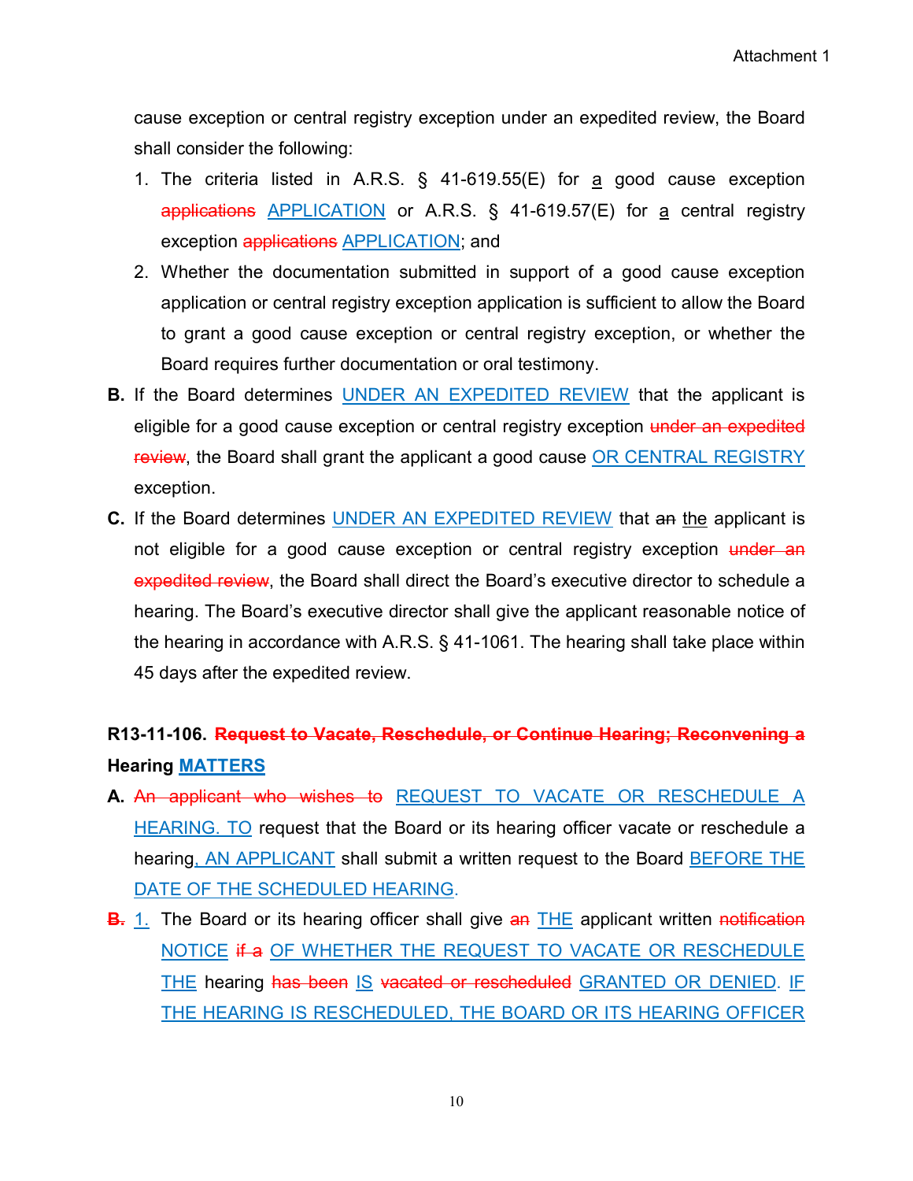cause exception or central registry exception under an expedited review, the Board shall consider the following:

1. The criteria listed in A.R.S. § 41-619.55(E) for a good cause exception ~~applications~~ APPLICATION or A.R.S. § 41-619.57(E) for a central registry exception ~~applications~~ APPLICATION; and
2. Whether the documentation submitted in support of a good cause exception application or central registry exception application is sufficient to allow the Board to grant a good cause exception or central registry exception, or whether the Board requires further documentation or oral testimony.

**B.** If the Board determines UNDER AN EXPEDITED REVIEW that the applicant is eligible for a good cause exception or central registry exception ~~under an expedited review~~, the Board shall grant the applicant a good cause OR CENTRAL REGISTRY exception.

**C.** If the Board determines UNDER AN EXPEDITED REVIEW that ~~an~~ the applicant is not eligible for a good cause exception or central registry exception ~~under an expedited review~~, the Board shall direct the Board's executive director to schedule a hearing. The Board's executive director shall give the applicant reasonable notice of the hearing in accordance with A.R.S. § 41-1061. The hearing shall take place within 45 days after the expedited review.

**R13-11-106. ~~Request to Vacate, Reschedule, or Continue Hearing; Reconvening a~~ Hearing MATTERS**

**A.** ~~An applicant who wishes to~~ REQUEST TO VACATE OR RESCHEDULE A HEARING. TO request that the Board or its hearing officer vacate or reschedule a hearing, AN APPLICANT shall submit a written request to the Board BEFORE THE DATE OF THE SCHEDULED HEARING.

~~**B.**~~ 1. The Board or its hearing officer shall give ~~an~~ THE applicant written ~~notification~~ NOTICE ~~if a~~ OF WHETHER THE REQUEST TO VACATE OR RESCHEDULE THE hearing ~~has been~~ IS ~~vacated or rescheduled~~ GRANTED OR DENIED. IF THE HEARING IS RESCHEDULED, THE BOARD OR ITS HEARING OFFICER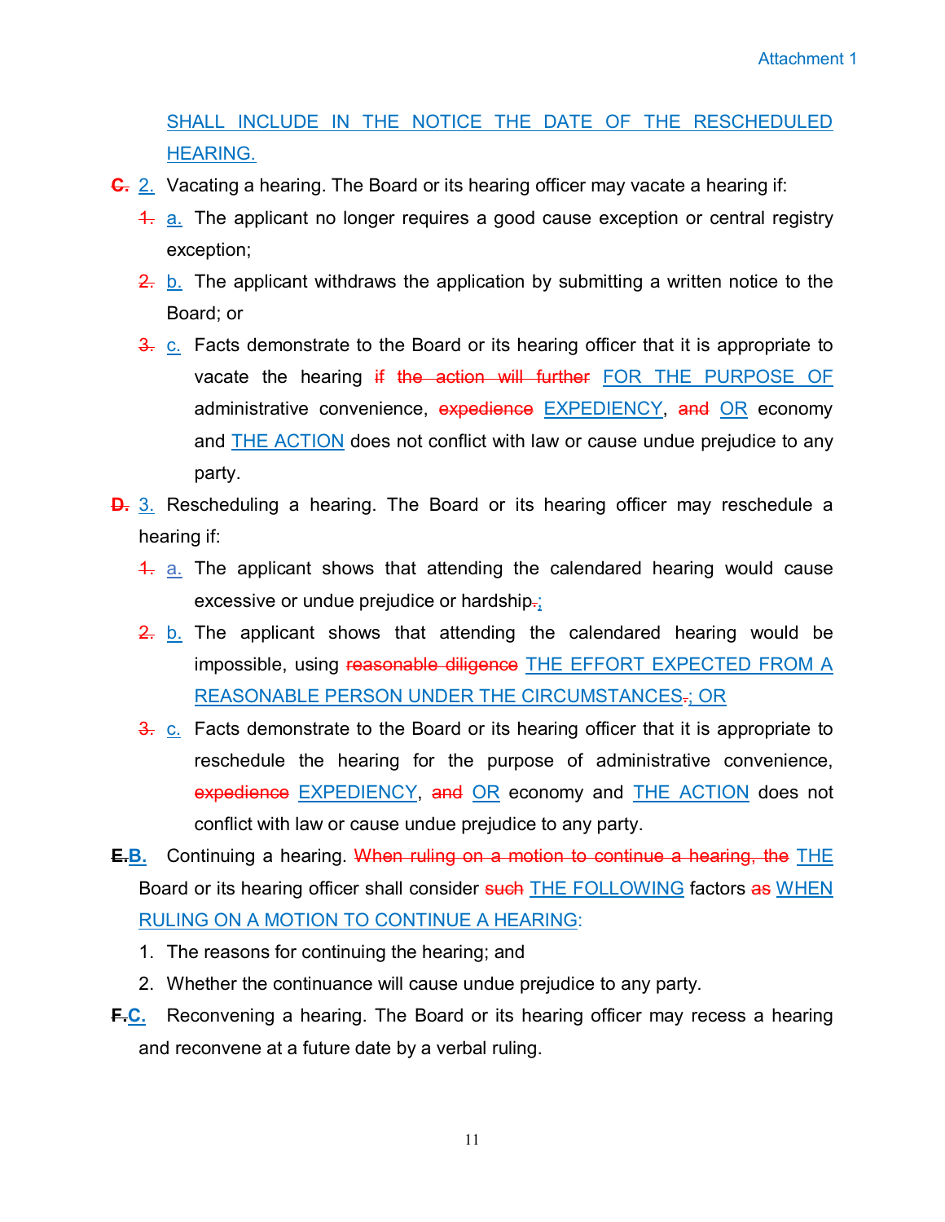SHALL INCLUDE IN THE NOTICE THE DATE OF THE RESCHEDULED HEARING.

~~C.~~ 2. Vacating a hearing. The Board or its hearing officer may vacate a hearing if:

~~1.~~ a. The applicant no longer requires a good cause exception or central registry exception;

~~2.~~ b. The applicant withdraws the application by submitting a written notice to the Board; or

~~3.~~ c. Facts demonstrate to the Board or its hearing officer that it is appropriate to vacate the hearing ~~if the action will further~~ FOR THE PURPOSE OF administrative convenience, ~~expedience~~ EXPEDIENCY, ~~and~~ OR economy and THE ACTION does not conflict with law or cause undue prejudice to any party.

~~D.~~ 3. Rescheduling a hearing. The Board or its hearing officer may reschedule a hearing if:

~~1.~~ a. The applicant shows that attending the calendared hearing would cause excessive or undue prejudice or hardship~~.~~;

~~2.~~ b. The applicant shows that attending the calendared hearing would be impossible, using ~~reasonable diligence~~ THE EFFORT EXPECTED FROM A REASONABLE PERSON UNDER THE CIRCUMSTANCES~~.~~; OR

~~3.~~ c. Facts demonstrate to the Board or its hearing officer that it is appropriate to reschedule the hearing for the purpose of administrative convenience, ~~expedience~~ EXPEDIENCY, ~~and~~ OR economy and THE ACTION does not conflict with law or cause undue prejudice to any party.

~~E.~~B. Continuing a hearing. ~~When ruling on a motion to continue a hearing, the~~ THE Board or its hearing officer shall consider ~~such~~ THE FOLLOWING factors ~~as~~ WHEN RULING ON A MOTION TO CONTINUE A HEARING:

1. The reasons for continuing the hearing; and
2. Whether the continuance will cause undue prejudice to any party.

~~F.~~C. Reconvening a hearing. The Board or its hearing officer may recess a hearing and reconvene at a future date by a verbal ruling.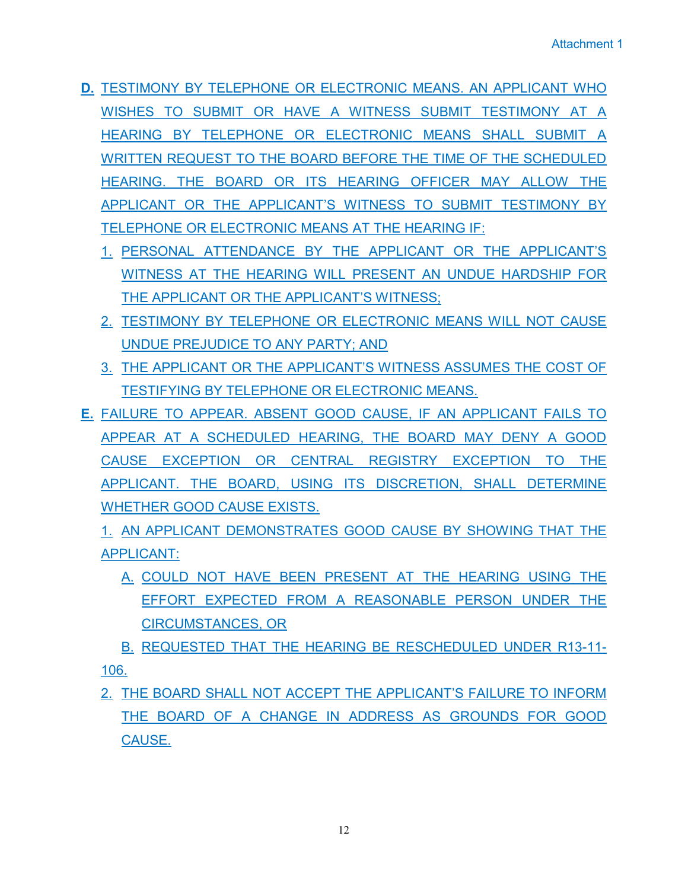**D.** TESTIMONY BY TELEPHONE OR ELECTRONIC MEANS. AN APPLICANT WHO WISHES TO SUBMIT OR HAVE A WITNESS SUBMIT TESTIMONY AT A HEARING BY TELEPHONE OR ELECTRONIC MEANS SHALL SUBMIT A WRITTEN REQUEST TO THE BOARD BEFORE THE TIME OF THE SCHEDULED HEARING. THE BOARD OR ITS HEARING OFFICER MAY ALLOW THE APPLICANT OR THE APPLICANT'S WITNESS TO SUBMIT TESTIMONY BY TELEPHONE OR ELECTRONIC MEANS AT THE HEARING IF:

1. PERSONAL ATTENDANCE BY THE APPLICANT OR THE APPLICANT'S WITNESS AT THE HEARING WILL PRESENT AN UNDUE HARDSHIP FOR THE APPLICANT OR THE APPLICANT'S WITNESS;
2. TESTIMONY BY TELEPHONE OR ELECTRONIC MEANS WILL NOT CAUSE UNDUE PREJUDICE TO ANY PARTY; AND
3. THE APPLICANT OR THE APPLICANT'S WITNESS ASSUMES THE COST OF TESTIFYING BY TELEPHONE OR ELECTRONIC MEANS.

**E.** FAILURE TO APPEAR. ABSENT GOOD CAUSE, IF AN APPLICANT FAILS TO APPEAR AT A SCHEDULED HEARING, THE BOARD MAY DENY A GOOD CAUSE EXCEPTION OR CENTRAL REGISTRY EXCEPTION TO THE APPLICANT. THE BOARD, USING ITS DISCRETION, SHALL DETERMINE WHETHER GOOD CAUSE EXISTS.

1. AN APPLICANT DEMONSTRATES GOOD CAUSE BY SHOWING THAT THE APPLICANT:
   A. COULD NOT HAVE BEEN PRESENT AT THE HEARING USING THE EFFORT EXPECTED FROM A REASONABLE PERSON UNDER THE CIRCUMSTANCES, OR
   B. REQUESTED THAT THE HEARING BE RESCHEDULED UNDER R13-11-106.
2. THE BOARD SHALL NOT ACCEPT THE APPLICANT'S FAILURE TO INFORM THE BOARD OF A CHANGE IN ADDRESS AS GROUNDS FOR GOOD CAUSE.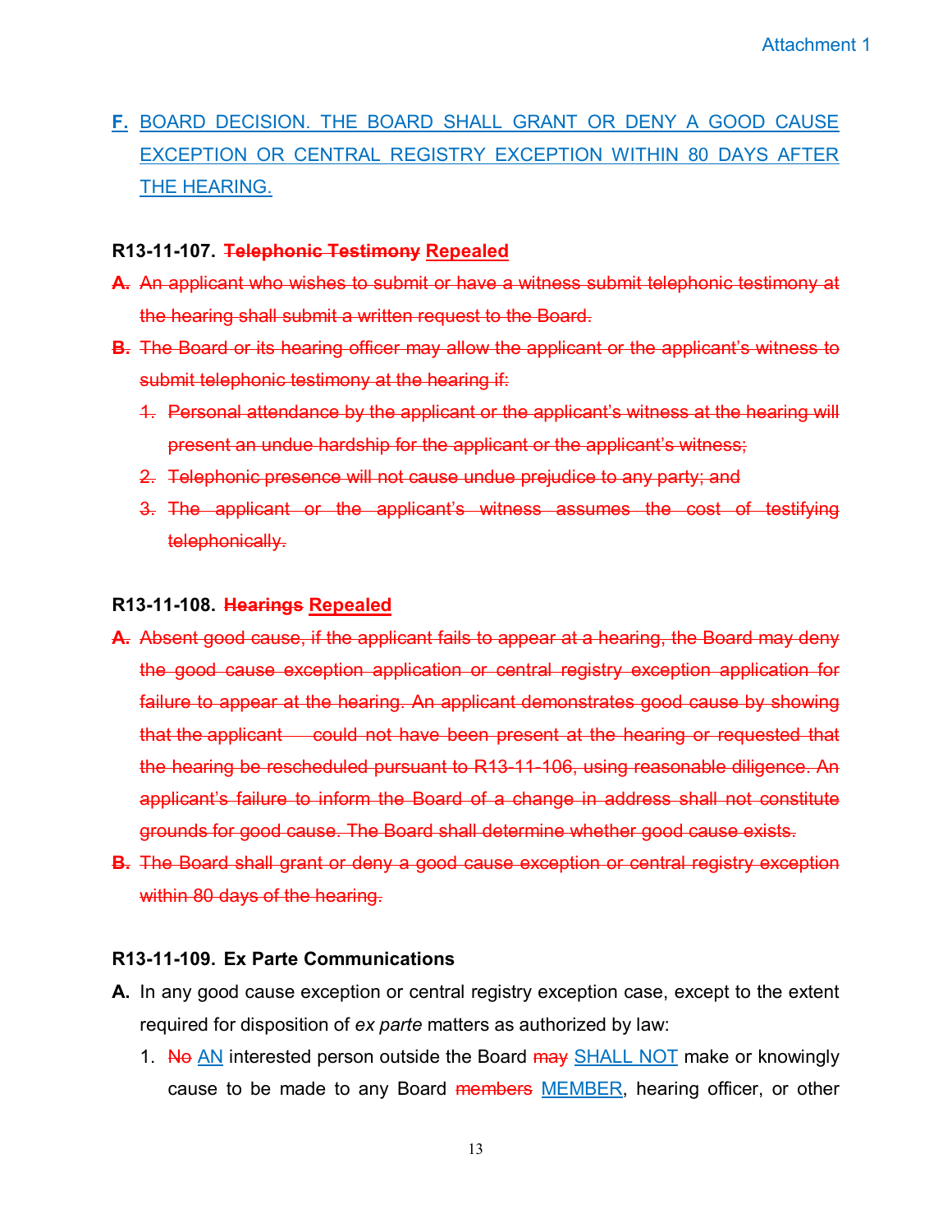<u>F. BOARD DECISION. THE BOARD SHALL GRANT OR DENY A GOOD CAUSE EXCEPTION OR CENTRAL REGISTRY EXCEPTION WITHIN 80 DAYS AFTER THE HEARING.</u>

**R13-11-107. ~~Telephonic Testimony~~ <u>Repealed</u>**

~~**A.** An applicant who wishes to submit or have a witness submit telephonic testimony at the hearing shall submit a written request to the Board.~~

~~**B.** The Board or its hearing officer may allow the applicant or the applicant's witness to submit telephonic testimony at the hearing if:~~

1. ~~Personal attendance by the applicant or the applicant's witness at the hearing will present an undue hardship for the applicant or the applicant's witness;~~
2. ~~Telephonic presence will not cause undue prejudice to any party; and~~
3. ~~The applicant or the applicant's witness assumes the cost of testifying telephonically.~~

**R13-11-108. ~~Hearings~~ <u>Repealed</u>**

~~**A.** Absent good cause, if the applicant fails to appear at a hearing, the Board may deny the good cause exception application or central registry exception application for failure to appear at the hearing. An applicant demonstrates good cause by showing that the applicant could not have been present at the hearing or requested that the hearing be rescheduled pursuant to R13-11-106, using reasonable diligence. An applicant's failure to inform the Board of a change in address shall not constitute grounds for good cause. The Board shall determine whether good cause exists.~~

~~**B.** The Board shall grant or deny a good cause exception or central registry exception within 80 days of the hearing.~~

**R13-11-109. Ex Parte Communications**

**A.** In any good cause exception or central registry exception case, except to the extent required for disposition of *ex parte* matters as authorized by law:

1. ~~No~~ <u>AN</u> interested person outside the Board ~~may~~ <u>SHALL NOT</u> make or knowingly cause to be made to any Board ~~members~~ <u>MEMBER</u>, hearing officer, or other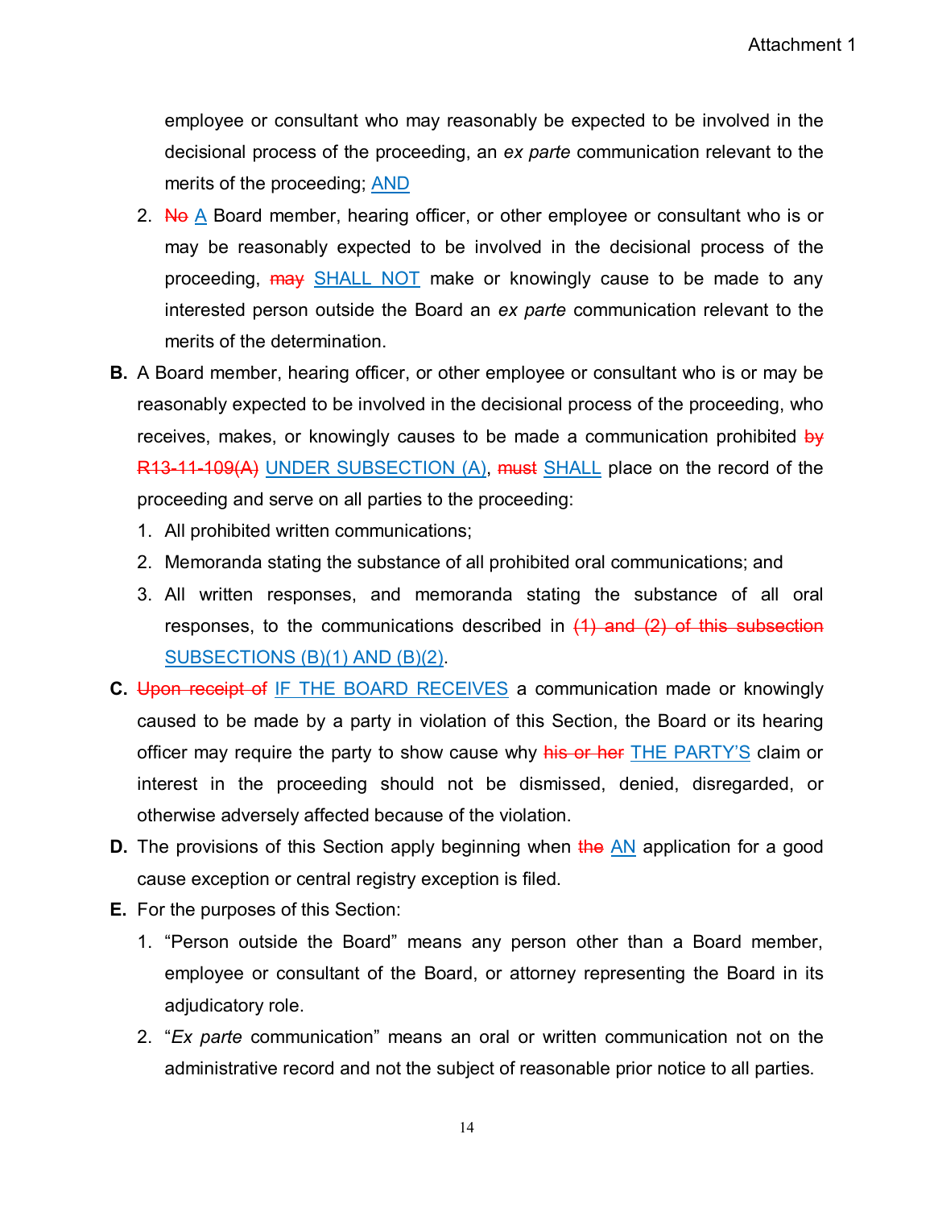employee or consultant who may reasonably be expected to be involved in the decisional process of the proceeding, an *ex parte* communication relevant to the merits of the proceeding; AND

2. ~~No~~ A Board member, hearing officer, or other employee or consultant who is or may be reasonably expected to be involved in the decisional process of the proceeding, ~~may~~ SHALL NOT make or knowingly cause to be made to any interested person outside the Board an *ex parte* communication relevant to the merits of the determination.

**B.** A Board member, hearing officer, or other employee or consultant who is or may be reasonably expected to be involved in the decisional process of the proceeding, who receives, makes, or knowingly causes to be made a communication prohibited ~~by R13-11-109(A)~~ UNDER SUBSECTION (A), ~~must~~ SHALL place on the record of the proceeding and serve on all parties to the proceeding:

1. All prohibited written communications;
2. Memoranda stating the substance of all prohibited oral communications; and
3. All written responses, and memoranda stating the substance of all oral responses, to the communications described in ~~(1) and (2) of this subsection~~ SUBSECTIONS (B)(1) AND (B)(2).

**C.** ~~Upon receipt of~~ IF THE BOARD RECEIVES a communication made or knowingly caused to be made by a party in violation of this Section, the Board or its hearing officer may require the party to show cause why ~~his or her~~ THE PARTY'S claim or interest in the proceeding should not be dismissed, denied, disregarded, or otherwise adversely affected because of the violation.

**D.** The provisions of this Section apply beginning when ~~the~~ AN application for a good cause exception or central registry exception is filed.

**E.** For the purposes of this Section:

1. "Person outside the Board" means any person other than a Board member, employee or consultant of the Board, or attorney representing the Board in its adjudicatory role.
2. "*Ex parte* communication" means an oral or written communication not on the administrative record and not the subject of reasonable prior notice to all parties.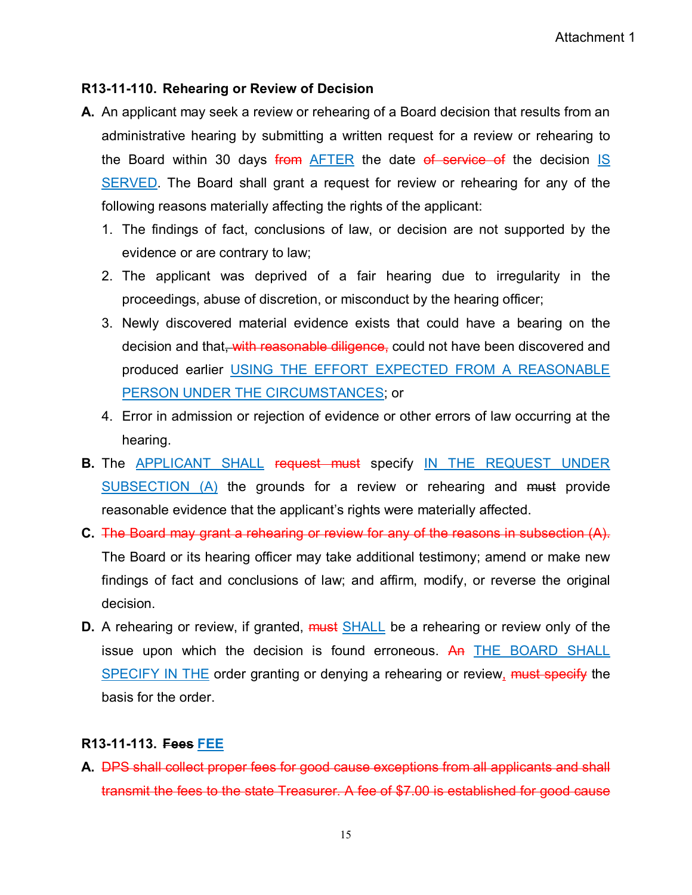Attachment 1

**R13-11-110. Rehearing or Review of Decision**

**A.** An applicant may seek a review or rehearing of a Board decision that results from an administrative hearing by submitting a written request for a review or rehearing to the Board within 30 days ~~from~~ AFTER the date ~~of service of~~ the decision IS SERVED. The Board shall grant a request for review or rehearing for any of the following reasons materially affecting the rights of the applicant:

1. The findings of fact, conclusions of law, or decision are not supported by the evidence or are contrary to law;
2. The applicant was deprived of a fair hearing due to irregularity in the proceedings, abuse of discretion, or misconduct by the hearing officer;
3. Newly discovered material evidence exists that could have a bearing on the decision and that~~, with reasonable diligence,~~ could not have been discovered and produced earlier USING THE EFFORT EXPECTED FROM A REASONABLE PERSON UNDER THE CIRCUMSTANCES; or
4. Error in admission or rejection of evidence or other errors of law occurring at the hearing.

**B.** The APPLICANT SHALL ~~request must~~ specify IN THE REQUEST UNDER SUBSECTION (A) the grounds for a review or rehearing and ~~must~~ provide reasonable evidence that the applicant's rights were materially affected.

**C.** ~~The Board may grant a rehearing or review for any of the reasons in subsection (A).~~ The Board or its hearing officer may take additional testimony; amend or make new findings of fact and conclusions of law; and affirm, modify, or reverse the original decision.

**D.** A rehearing or review, if granted, ~~must~~ SHALL be a rehearing or review only of the issue upon which the decision is found erroneous. ~~An~~ THE BOARD SHALL SPECIFY IN THE order granting or denying a rehearing or review~~, must specify~~ the basis for the order.

**R13-11-113. ~~Fees~~ FEE**

**A.** ~~DPS shall collect proper fees for good cause exceptions from all applicants and shall transmit the fees to the state Treasurer. A fee of $7.00 is established for good cause~~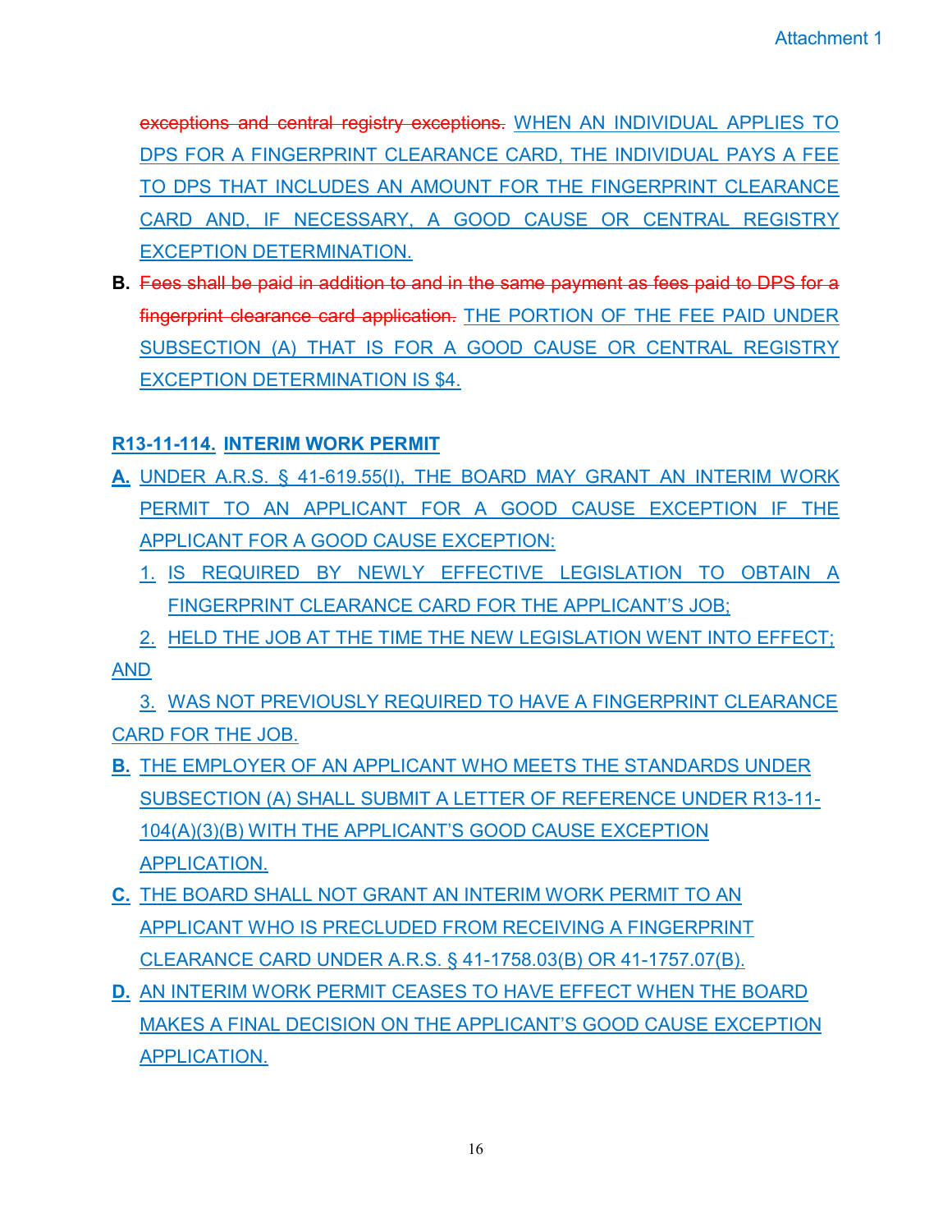~~exceptions and central registry exceptions.~~ WHEN AN INDIVIDUAL APPLIES TO DPS FOR A FINGERPRINT CLEARANCE CARD, THE INDIVIDUAL PAYS A FEE TO DPS THAT INCLUDES AN AMOUNT FOR THE FINGERPRINT CLEARANCE CARD AND, IF NECESSARY, A GOOD CAUSE OR CENTRAL REGISTRY EXCEPTION DETERMINATION.

**B.** ~~Fees shall be paid in addition to and in the same payment as fees paid to DPS for a fingerprint clearance card application.~~ THE PORTION OF THE FEE PAID UNDER SUBSECTION (A) THAT IS FOR A GOOD CAUSE OR CENTRAL REGISTRY EXCEPTION DETERMINATION IS $4.

**R13-11-114. INTERIM WORK PERMIT**

**A.** UNDER A.R.S. § 41-619.55(I), THE BOARD MAY GRANT AN INTERIM WORK PERMIT TO AN APPLICANT FOR A GOOD CAUSE EXCEPTION IF THE APPLICANT FOR A GOOD CAUSE EXCEPTION:

1. IS REQUIRED BY NEWLY EFFECTIVE LEGISLATION TO OBTAIN A FINGERPRINT CLEARANCE CARD FOR THE APPLICANT'S JOB;
2. HELD THE JOB AT THE TIME THE NEW LEGISLATION WENT INTO EFFECT; AND
3. WAS NOT PREVIOUSLY REQUIRED TO HAVE A FINGERPRINT CLEARANCE CARD FOR THE JOB.

**B.** THE EMPLOYER OF AN APPLICANT WHO MEETS THE STANDARDS UNDER SUBSECTION (A) SHALL SUBMIT A LETTER OF REFERENCE UNDER R13-11-104(A)(3)(B) WITH THE APPLICANT'S GOOD CAUSE EXCEPTION APPLICATION.

**C.** THE BOARD SHALL NOT GRANT AN INTERIM WORK PERMIT TO AN APPLICANT WHO IS PRECLUDED FROM RECEIVING A FINGERPRINT CLEARANCE CARD UNDER A.R.S. § 41-1758.03(B) OR 41-1757.07(B).

**D.** AN INTERIM WORK PERMIT CEASES TO HAVE EFFECT WHEN THE BOARD MAKES A FINAL DECISION ON THE APPLICANT'S GOOD CAUSE EXCEPTION APPLICATION.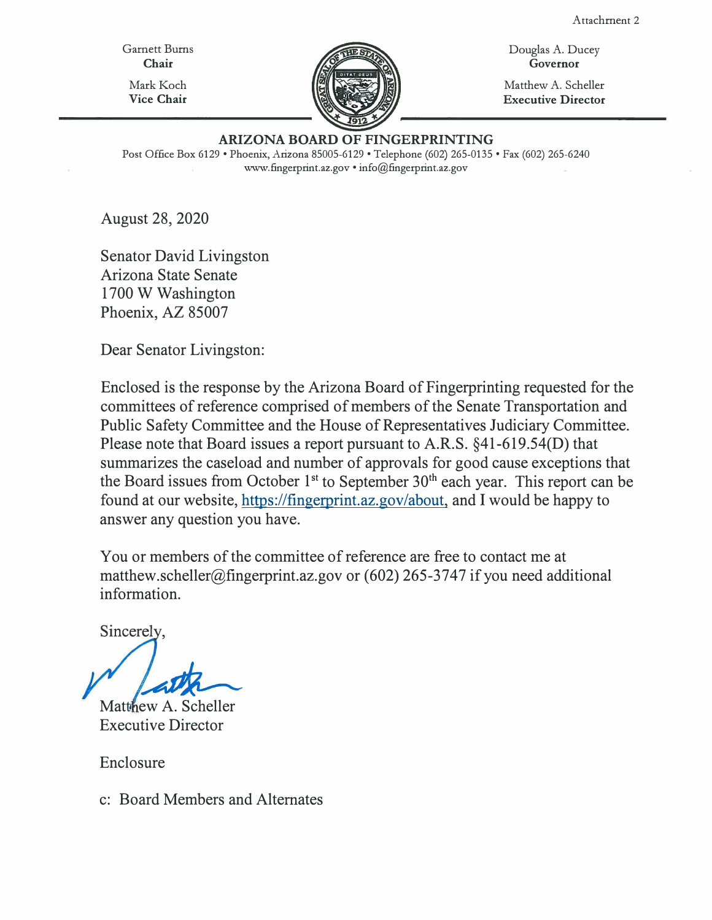Attachment 2

Garnett Burns
**Chair**

Mark Koch
**Vice Chair**

Douglas A. Ducey
**Governor**

Matthew A. Scheller
**Executive Director**

**ARIZONA BOARD OF FINGERPRINTING**

Post Office Box 6129 • Phoenix, Arizona 85005-6129 • Telephone (602) 265-0135 • Fax (602) 265-6240
www.fingerprint.az.gov • info@fingerprint.az.gov

August 28, 2020

Senator David Livingston
Arizona State Senate
1700 W Washington
Phoenix, AZ 85007

Dear Senator Livingston:

Enclosed is the response by the Arizona Board of Fingerprinting requested for the committees of reference comprised of members of the Senate Transportation and Public Safety Committee and the House of Representatives Judiciary Committee. Please note that Board issues a report pursuant to A.R.S. §41-619.54(D) that summarizes the caseload and number of approvals for good cause exceptions that the Board issues from October 1st to September 30th each year. This report can be found at our website, https://fingerprint.az.gov/about, and I would be happy to answer any question you have.

You or members of the committee of reference are free to contact me at matthew.scheller@fingerprint.az.gov or (602) 265-3747 if you need additional information.

Sincerely,

Matthew A. Scheller
Executive Director

Enclosure

c: Board Members and Alternates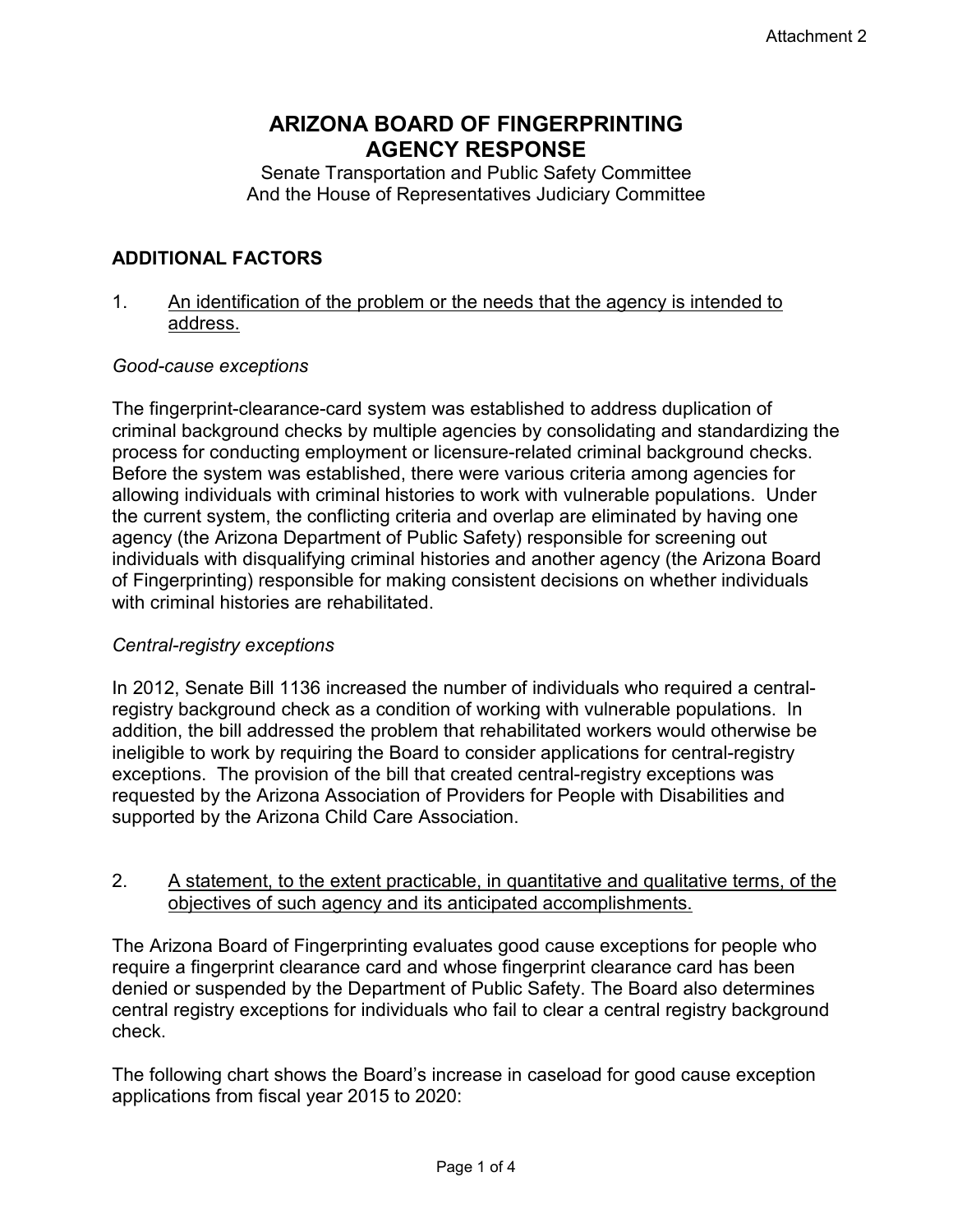Attachment 2

# ARIZONA BOARD OF FINGERPRINTING
# AGENCY RESPONSE

Senate Transportation and Public Safety Committee
And the House of Representatives Judiciary Committee

## ADDITIONAL FACTORS

1. <u>An identification of the problem or the needs that the agency is intended to address.</u>

*Good-cause exceptions*

The fingerprint-clearance-card system was established to address duplication of criminal background checks by multiple agencies by consolidating and standardizing the process for conducting employment or licensure-related criminal background checks. Before the system was established, there were various criteria among agencies for allowing individuals with criminal histories to work with vulnerable populations. Under the current system, the conflicting criteria and overlap are eliminated by having one agency (the Arizona Department of Public Safety) responsible for screening out individuals with disqualifying criminal histories and another agency (the Arizona Board of Fingerprinting) responsible for making consistent decisions on whether individuals with criminal histories are rehabilitated.

*Central-registry exceptions*

In 2012, Senate Bill 1136 increased the number of individuals who required a central-registry background check as a condition of working with vulnerable populations. In addition, the bill addressed the problem that rehabilitated workers would otherwise be ineligible to work by requiring the Board to consider applications for central-registry exceptions. The provision of the bill that created central-registry exceptions was requested by the Arizona Association of Providers for People with Disabilities and supported by the Arizona Child Care Association.

2. <u>A statement, to the extent practicable, in quantitative and qualitative terms, of the objectives of such agency and its anticipated accomplishments.</u>

The Arizona Board of Fingerprinting evaluates good cause exceptions for people who require a fingerprint clearance card and whose fingerprint clearance card has been denied or suspended by the Department of Public Safety. The Board also determines central registry exceptions for individuals who fail to clear a central registry background check.

The following chart shows the Board's increase in caseload for good cause exception applications from fiscal year 2015 to 2020: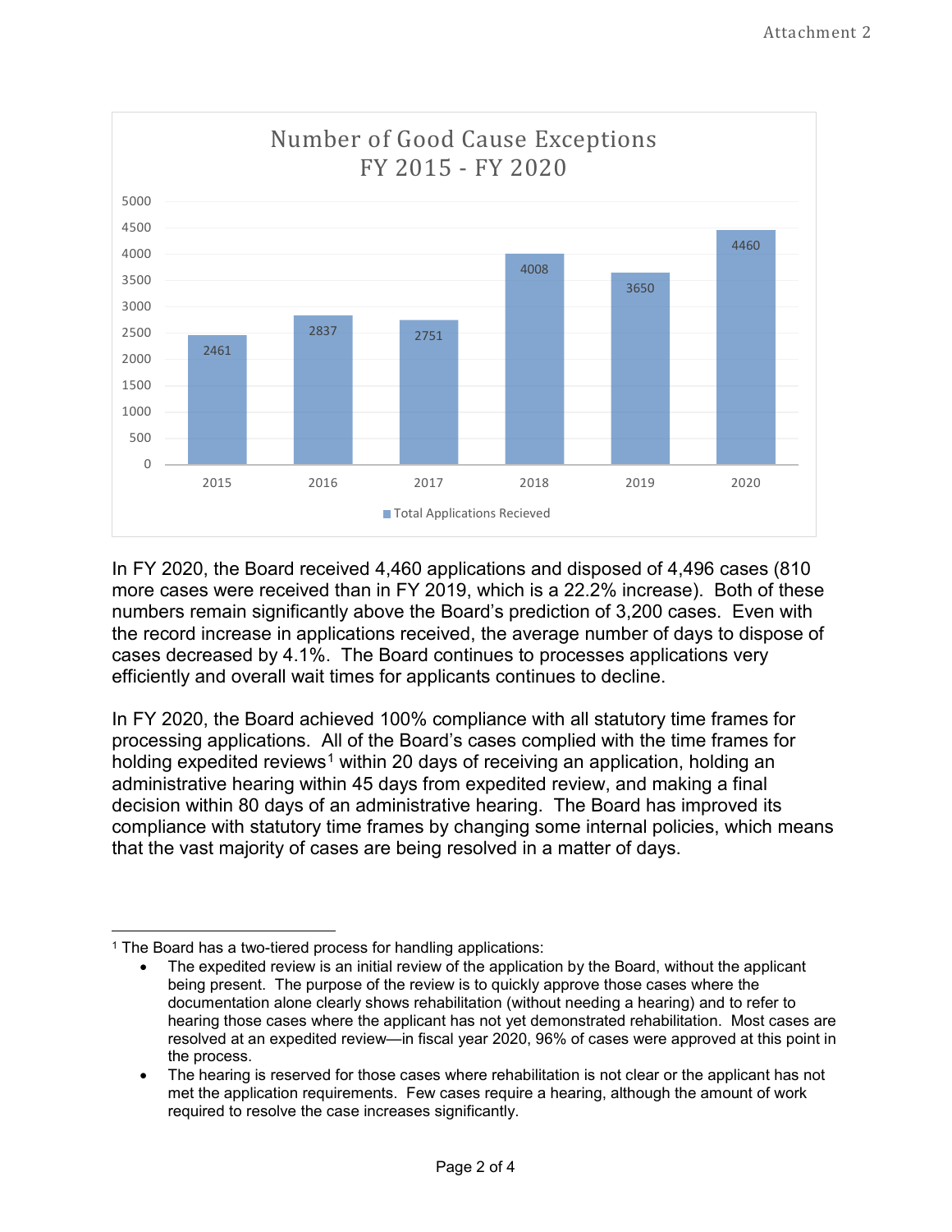## Number of Good Cause Exceptions FY 2015 - FY 2020

| Year | Total Applications Recieved |
|---|---|
| 2015 | 2461 |
| 2016 | 2837 |
| 2017 | 2751 |
| 2018 | 4008 |
| 2019 | 3650 |
| 2020 | 4460 |

In FY 2020, the Board received 4,460 applications and disposed of 4,496 cases (810 more cases were received than in FY 2019, which is a 22.2% increase). Both of these numbers remain significantly above the Board's prediction of 3,200 cases. Even with the record increase in applications received, the average number of days to dispose of cases decreased by 4.1%. The Board continues to processes applications very efficiently and overall wait times for applicants continues to decline.

In FY 2020, the Board achieved 100% compliance with all statutory time frames for processing applications. All of the Board's cases complied with the time frames for holding expedited reviews[1] within 20 days of receiving an application, holding an administrative hearing within 45 days from expedited review, and making a final decision within 80 days of an administrative hearing. The Board has improved its compliance with statutory time frames by changing some internal policies, which means that the vast majority of cases are being resolved in a matter of days.

---

[1] The Board has a two-tiered process for handling applications:

- The expedited review is an initial review of the application by the Board, without the applicant being present. The purpose of the review is to quickly approve those cases where the documentation alone clearly shows rehabilitation (without needing a hearing) and to refer to hearing those cases where the applicant has not yet demonstrated rehabilitation. Most cases are resolved at an expedited review—in fiscal year 2020, 96% of cases were approved at this point in the process.
- The hearing is reserved for those cases where rehabilitation is not clear or the applicant has not met the application requirements. Few cases require a hearing, although the amount of work required to resolve the case increases significantly.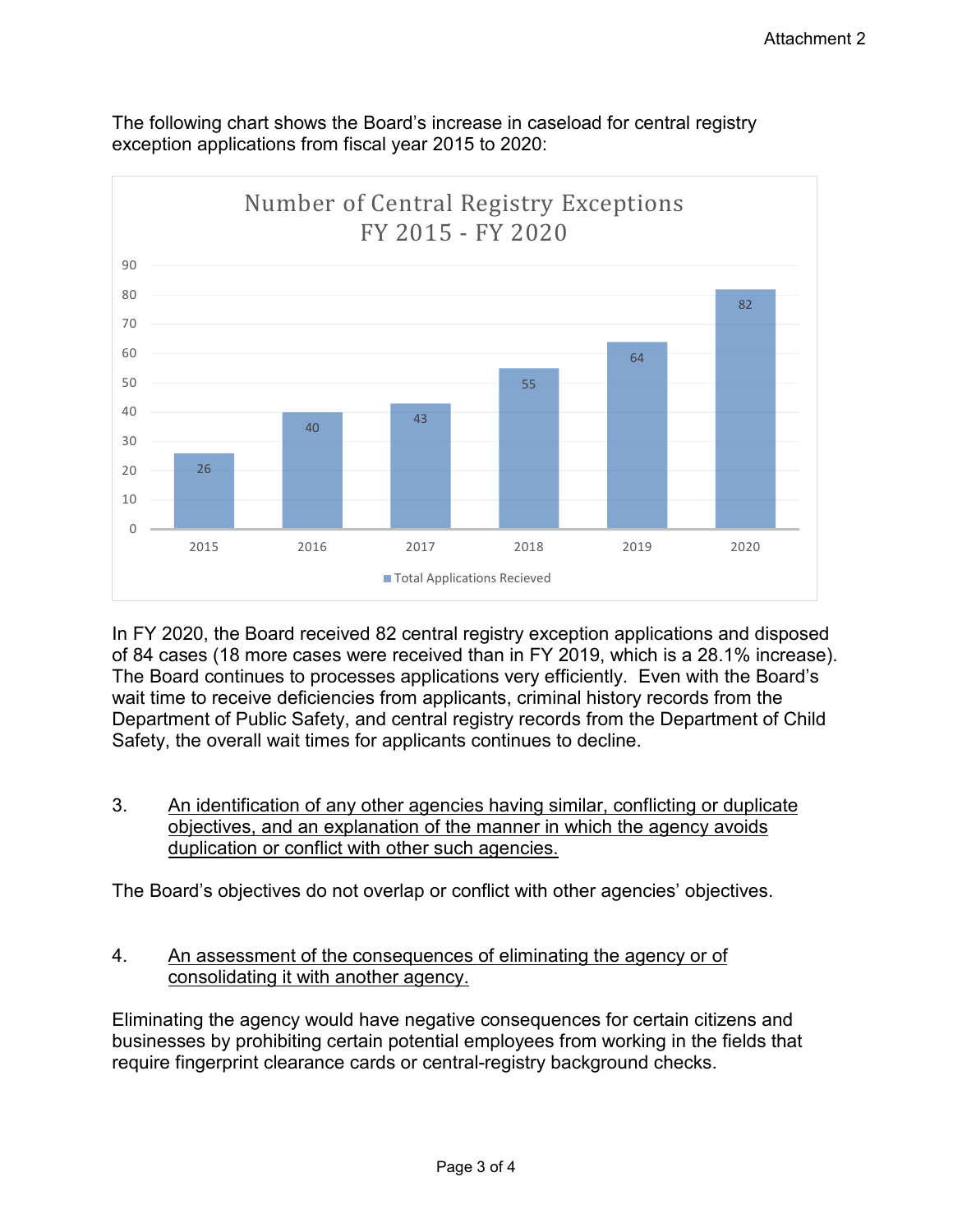The following chart shows the Board's increase in caseload for central registry exception applications from fiscal year 2015 to 2020:

**Number of Central Registry Exceptions FY 2015 - FY 2020**

| Fiscal Year | Total Applications Recieved |
|---|---|
| 2015 | 26 |
| 2016 | 40 |
| 2017 | 43 |
| 2018 | 55 |
| 2019 | 64 |
| 2020 | 82 |

In FY 2020, the Board received 82 central registry exception applications and disposed of 84 cases (18 more cases were received than in FY 2019, which is a 28.1% increase). The Board continues to processes applications very efficiently. Even with the Board's wait time to receive deficiencies from applicants, criminal history records from the Department of Public Safety, and central registry records from the Department of Child Safety, the overall wait times for applicants continues to decline.

3. <u>An identification of any other agencies having similar, conflicting or duplicate objectives, and an explanation of the manner in which the agency avoids duplication or conflict with other such agencies.</u>

The Board's objectives do not overlap or conflict with other agencies' objectives.

4. <u>An assessment of the consequences of eliminating the agency or of consolidating it with another agency.</u>

Eliminating the agency would have negative consequences for certain citizens and businesses by prohibiting certain potential employees from working in the fields that require fingerprint clearance cards or central-registry background checks.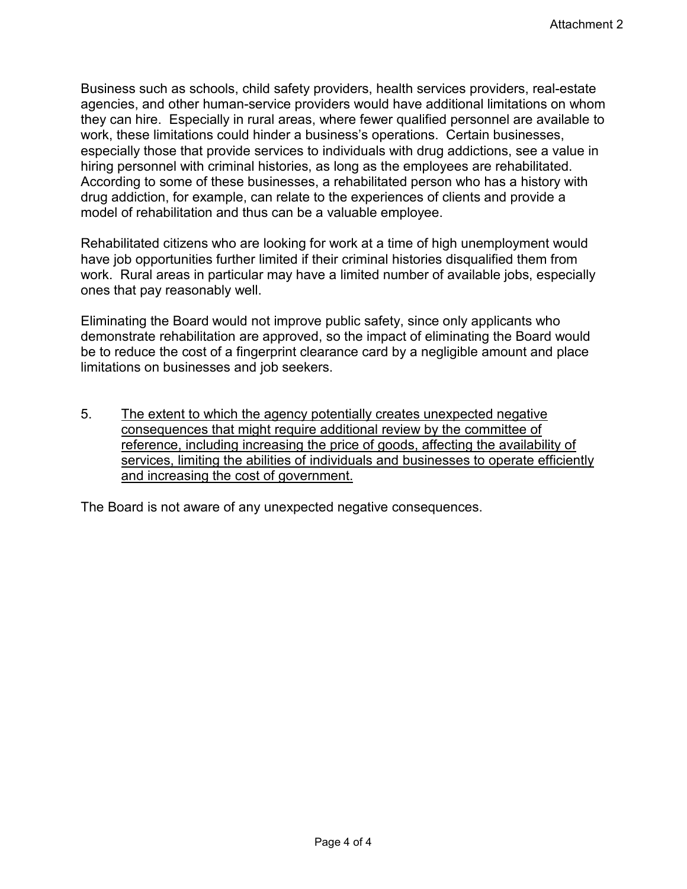Business such as schools, child safety providers, health services providers, real-estate agencies, and other human-service providers would have additional limitations on whom they can hire. Especially in rural areas, where fewer qualified personnel are available to work, these limitations could hinder a business's operations. Certain businesses, especially those that provide services to individuals with drug addictions, see a value in hiring personnel with criminal histories, as long as the employees are rehabilitated. According to some of these businesses, a rehabilitated person who has a history with drug addiction, for example, can relate to the experiences of clients and provide a model of rehabilitation and thus can be a valuable employee.

Rehabilitated citizens who are looking for work at a time of high unemployment would have job opportunities further limited if their criminal histories disqualified them from work. Rural areas in particular may have a limited number of available jobs, especially ones that pay reasonably well.

Eliminating the Board would not improve public safety, since only applicants who demonstrate rehabilitation are approved, so the impact of eliminating the Board would be to reduce the cost of a fingerprint clearance card by a negligible amount and place limitations on businesses and job seekers.

5. <u>The extent to which the agency potentially creates unexpected negative consequences that might require additional review by the committee of reference, including increasing the price of goods, affecting the availability of services, limiting the abilities of individuals and businesses to operate efficiently and increasing the cost of government.</u>

The Board is not aware of any unexpected negative consequences.